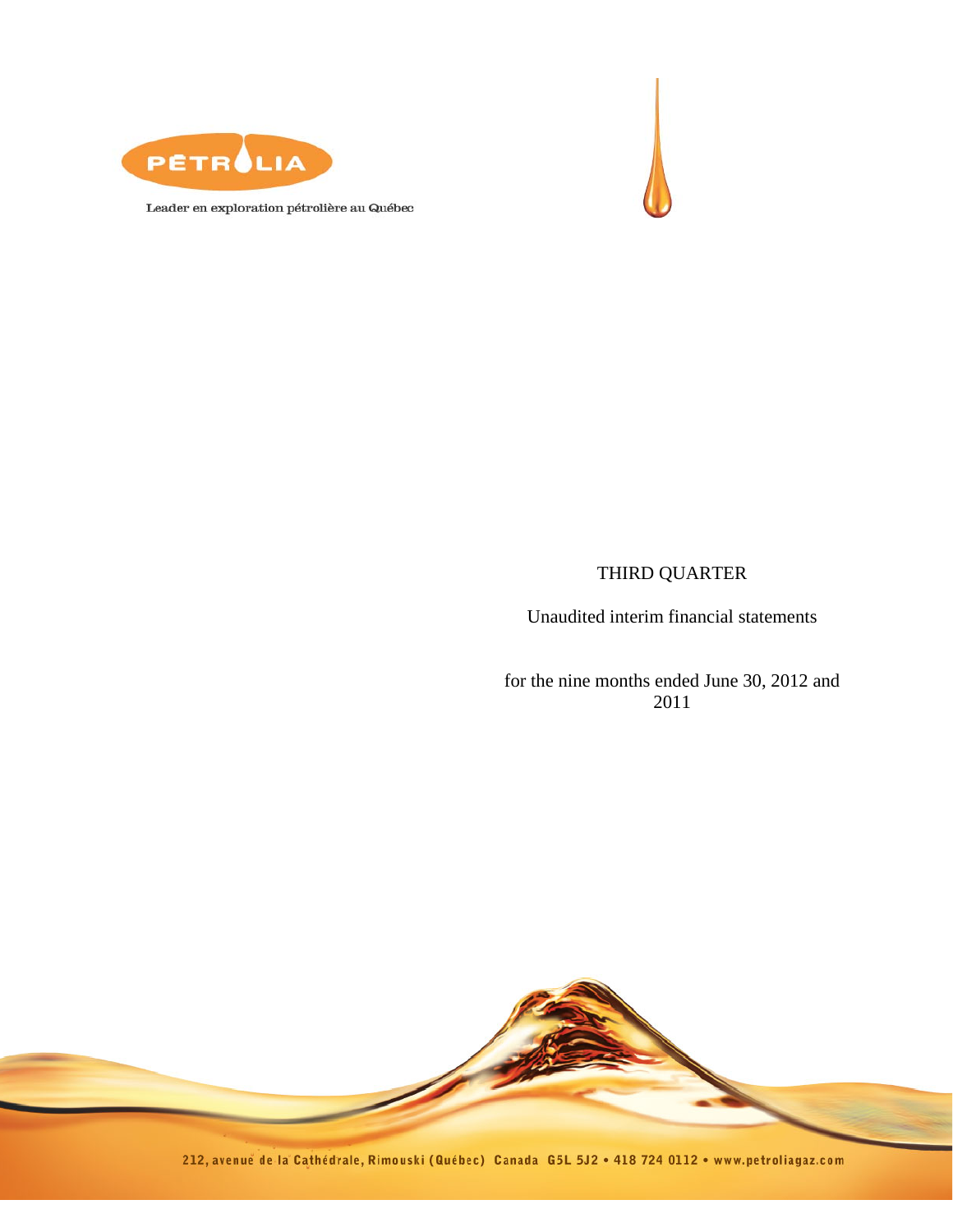PÉTROLIA

Leader en exploration pétrolière au Québec

THIRD QUARTER

Unaudited interim financial statements

for the nine months ended June 30, 2012 and 2011

212, avenue de la Cathédrale, Rimouski (Québec) Canada G5L 5J2 • 418 724 0112 • www.petroliagaz.com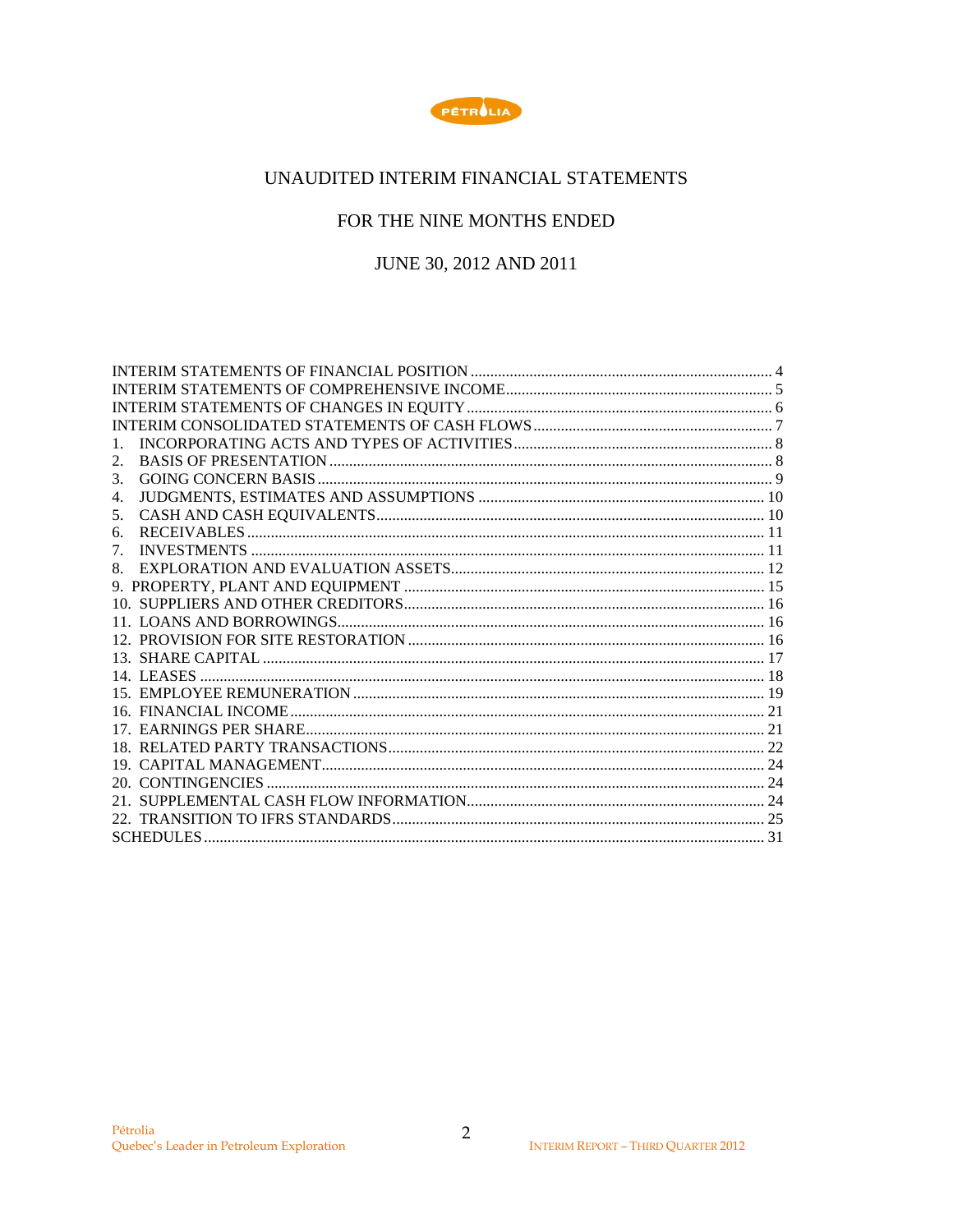# UNAUDITED INTERIM FINANCIAL STATEMENTS

## FOR THE NINE MONTHS ENDED

## JUNE 30, 2012 AND 2011

| | |
|---|---|
| INTERIM STATEMENTS OF FINANCIAL POSITION | 4 |
| INTERIM STATEMENTS OF COMPREHENSIVE INCOME | 5 |
| INTERIM STATEMENTS OF CHANGES IN EQUITY | 6 |
| INTERIM CONSOLIDATED STATEMENTS OF CASH FLOWS | 7 |
| 1. INCORPORATING ACTS AND TYPES OF ACTIVITIES | 8 |
| 2. BASIS OF PRESENTATION | 8 |
| 3. GOING CONCERN BASIS | 9 |
| 4. JUDGMENTS, ESTIMATES AND ASSUMPTIONS | 10 |
| 5. CASH AND CASH EQUIVALENTS | 10 |
| 6. RECEIVABLES | 11 |
| 7. INVESTMENTS | 11 |
| 8. EXPLORATION AND EVALUATION ASSETS | 12 |
| 9. PROPERTY, PLANT AND EQUIPMENT | 15 |
| 10. SUPPLIERS AND OTHER CREDITORS | 16 |
| 11. LOANS AND BORROWINGS | 16 |
| 12. PROVISION FOR SITE RESTORATION | 16 |
| 13. SHARE CAPITAL | 17 |
| 14. LEASES | 18 |
| 15. EMPLOYEE REMUNERATION | 19 |
| 16. FINANCIAL INCOME | 21 |
| 17. EARNINGS PER SHARE | 21 |
| 18. RELATED PARTY TRANSACTIONS | 22 |
| 19. CAPITAL MANAGEMENT | 24 |
| 20. CONTINGENCIES | 24 |
| 21. SUPPLEMENTAL CASH FLOW INFORMATION | 24 |
| 22. TRANSITION TO IFRS STANDARDS | 25 |
| SCHEDULES | 31 |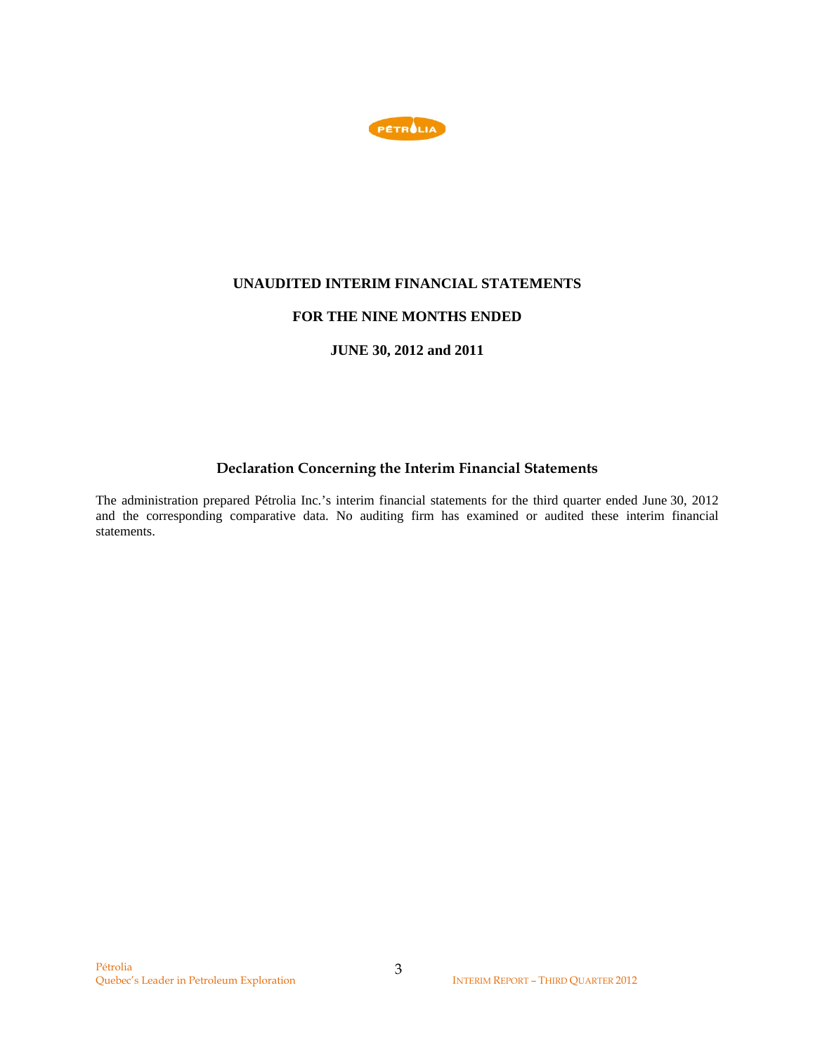# UNAUDITED INTERIM FINANCIAL STATEMENTS

## FOR THE NINE MONTHS ENDED

## JUNE 30, 2012 and 2011

### Declaration Concerning the Interim Financial Statements

The administration prepared Pétrolia Inc.'s interim financial statements for the third quarter ended June 30, 2012 and the corresponding comparative data. No auditing firm has examined or audited these interim financial statements.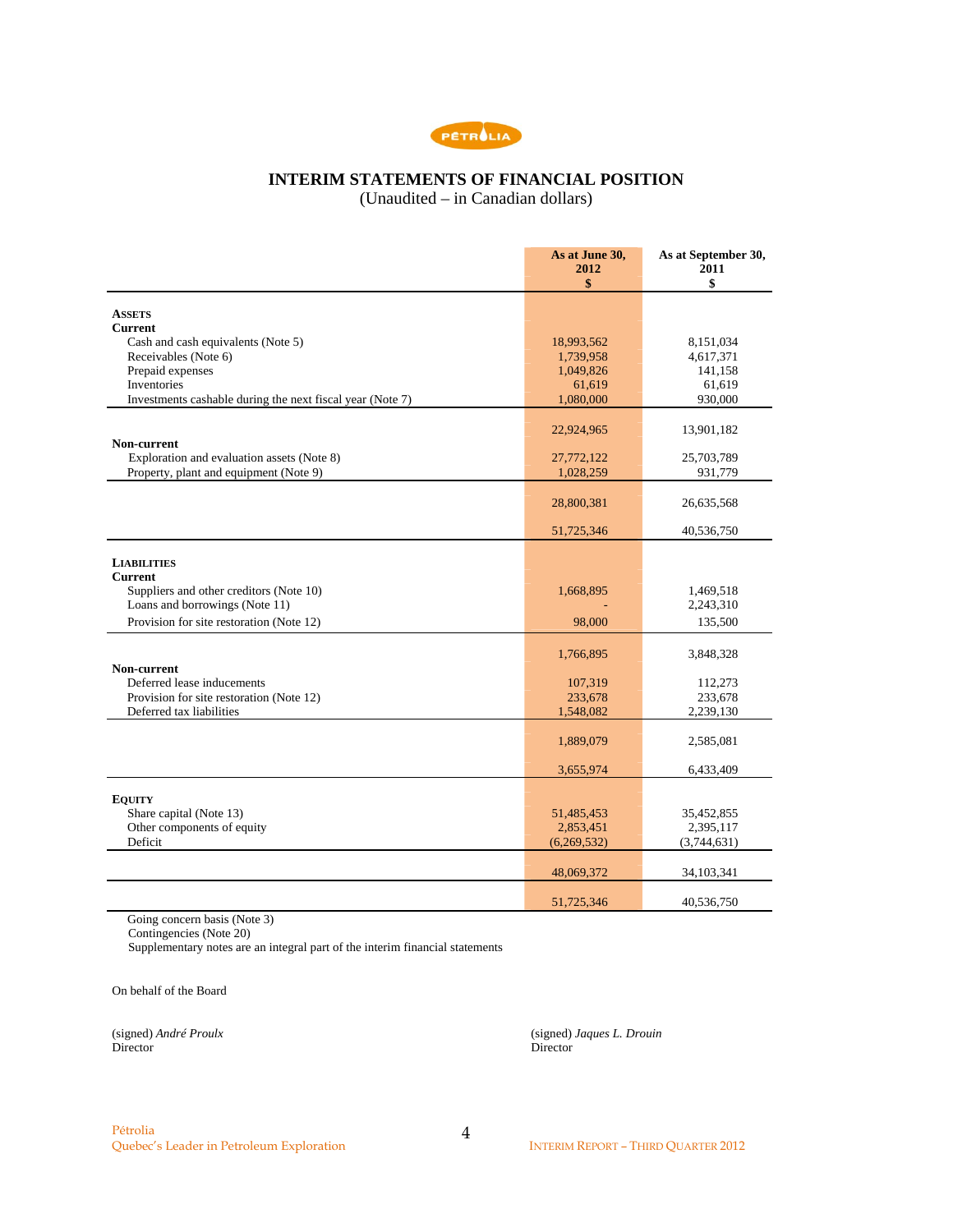# INTERIM STATEMENTS OF FINANCIAL POSITION

(Unaudited – in Canadian dollars)

| | As at June 30, 2012 $ | As at September 30, 2011 $ |
|---|---|---|
| **ASSETS** | | |
| **Current** | | |
| Cash and cash equivalents (Note 5) | 18,993,562 | 8,151,034 |
| Receivables (Note 6) | 1,739,958 | 4,617,371 |
| Prepaid expenses | 1,049,826 | 141,158 |
| Inventories | 61,619 | 61,619 |
| Investments cashable during the next fiscal year (Note 7) | 1,080,000 | 930,000 |
| | 22,924,965 | 13,901,182 |
| **Non-current** | | |
| Exploration and evaluation assets (Note 8) | 27,772,122 | 25,703,789 |
| Property, plant and equipment (Note 9) | 1,028,259 | 931,779 |
| | 28,800,381 | 26,635,568 |
| | 51,725,346 | 40,536,750 |
| **LIABILITIES** | | |
| **Current** | | |
| Suppliers and other creditors (Note 10) | 1,668,895 | 1,469,518 |
| Loans and borrowings (Note 11) | - | 2,243,310 |
| Provision for site restoration (Note 12) | 98,000 | 135,500 |
| | 1,766,895 | 3,848,328 |
| **Non-current** | | |
| Deferred lease inducements | 107,319 | 112,273 |
| Provision for site restoration (Note 12) | 233,678 | 233,678 |
| Deferred tax liabilities | 1,548,082 | 2,239,130 |
| | 1,889,079 | 2,585,081 |
| | 3,655,974 | 6,433,409 |
| **EQUITY** | | |
| Share capital (Note 13) | 51,485,453 | 35,452,855 |
| Other components of equity | 2,853,451 | 2,395,117 |
| Deficit | (6,269,532) | (3,744,631) |
| | 48,069,372 | 34,103,341 |
| | 51,725,346 | 40,536,750 |

Going concern basis (Note 3)
Contingencies (Note 20)
Supplementary notes are an integral part of the interim financial statements

On behalf of the Board

(signed) *André Proulx*
Director

(signed) *Jaques L. Drouin*
Director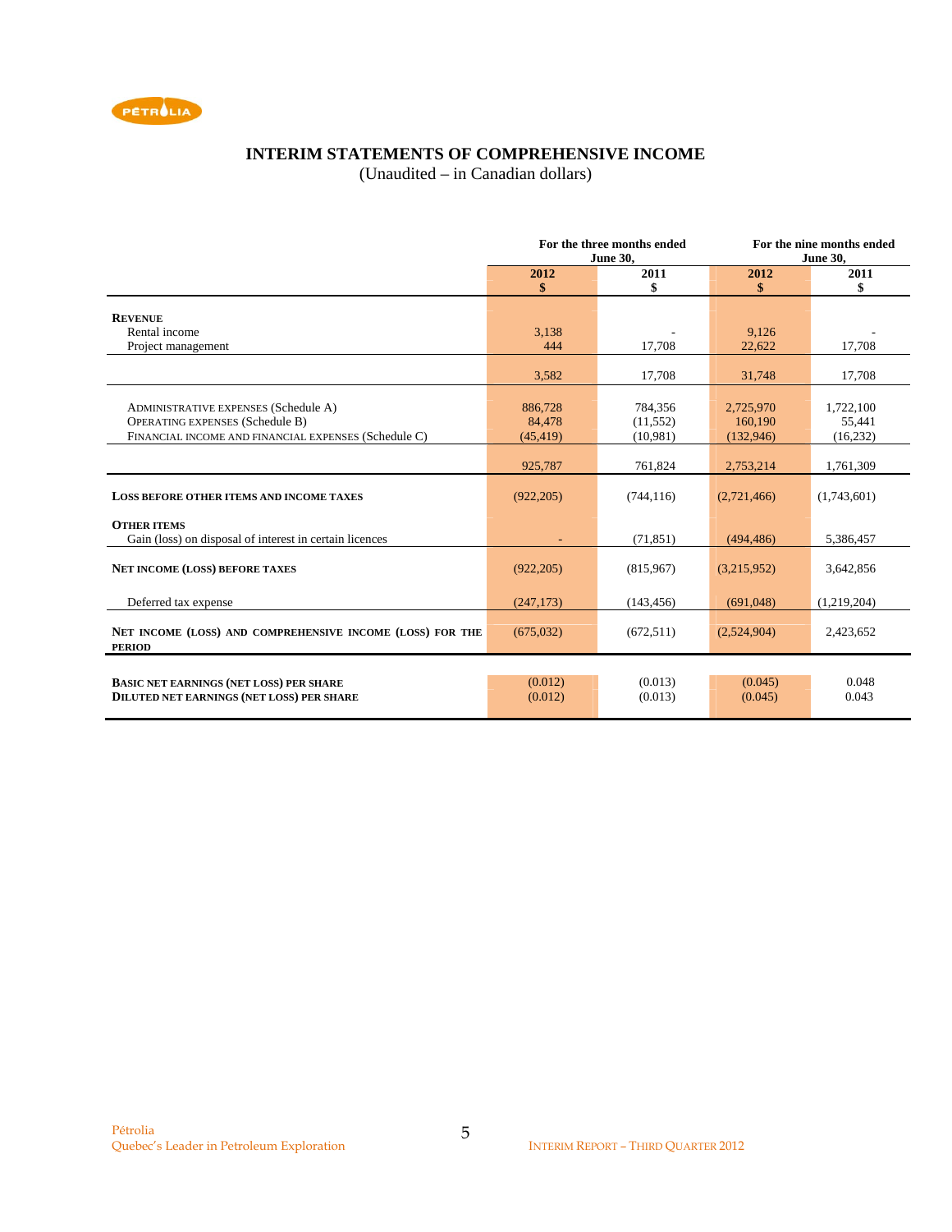# INTERIM STATEMENTS OF COMPREHENSIVE INCOME

(Unaudited – in Canadian dollars)

| | For the three months ended June 30, | | For the nine months ended June 30, | |
|---|---|---|---|---|
| | **2012** **$** | **2011** **$** | **2012** **$** | **2011** **$** |
| **REVENUE** | | | | |
| Rental income | 3,138 | - | 9,126 | - |
| Project management | 444 | 17,708 | 22,622 | 17,708 |
| | 3,582 | 17,708 | 31,748 | 17,708 |
| ADMINISTRATIVE EXPENSES (Schedule A) | 886,728 | 784,356 | 2,725,970 | 1,722,100 |
| OPERATING EXPENSES (Schedule B) | 84,478 | (11,552) | 160,190 | 55,441 |
| FINANCIAL INCOME AND FINANCIAL EXPENSES (Schedule C) | (45,419) | (10,981) | (132,946) | (16,232) |
| | 925,787 | 761,824 | 2,753,214 | 1,761,309 |
| **LOSS BEFORE OTHER ITEMS AND INCOME TAXES** | (922,205) | (744,116) | (2,721,466) | (1,743,601) |
| **OTHER ITEMS** | | | | |
| Gain (loss) on disposal of interest in certain licences | - | (71,851) | (494,486) | 5,386,457 |
| **NET INCOME (LOSS) BEFORE TAXES** | (922,205) | (815,967) | (3,215,952) | 3,642,856 |
| Deferred tax expense | (247,173) | (143,456) | (691,048) | (1,219,204) |
| **NET INCOME (LOSS) AND COMPREHENSIVE INCOME (LOSS) FOR THE PERIOD** | (675,032) | (672,511) | (2,524,904) | 2,423,652 |
| **BASIC NET EARNINGS (NET LOSS) PER SHARE** | (0.012) | (0.013) | (0.045) | 0.048 |
| **DILUTED NET EARNINGS (NET LOSS) PER SHARE** | (0.012) | (0.013) | (0.045) | 0.043 |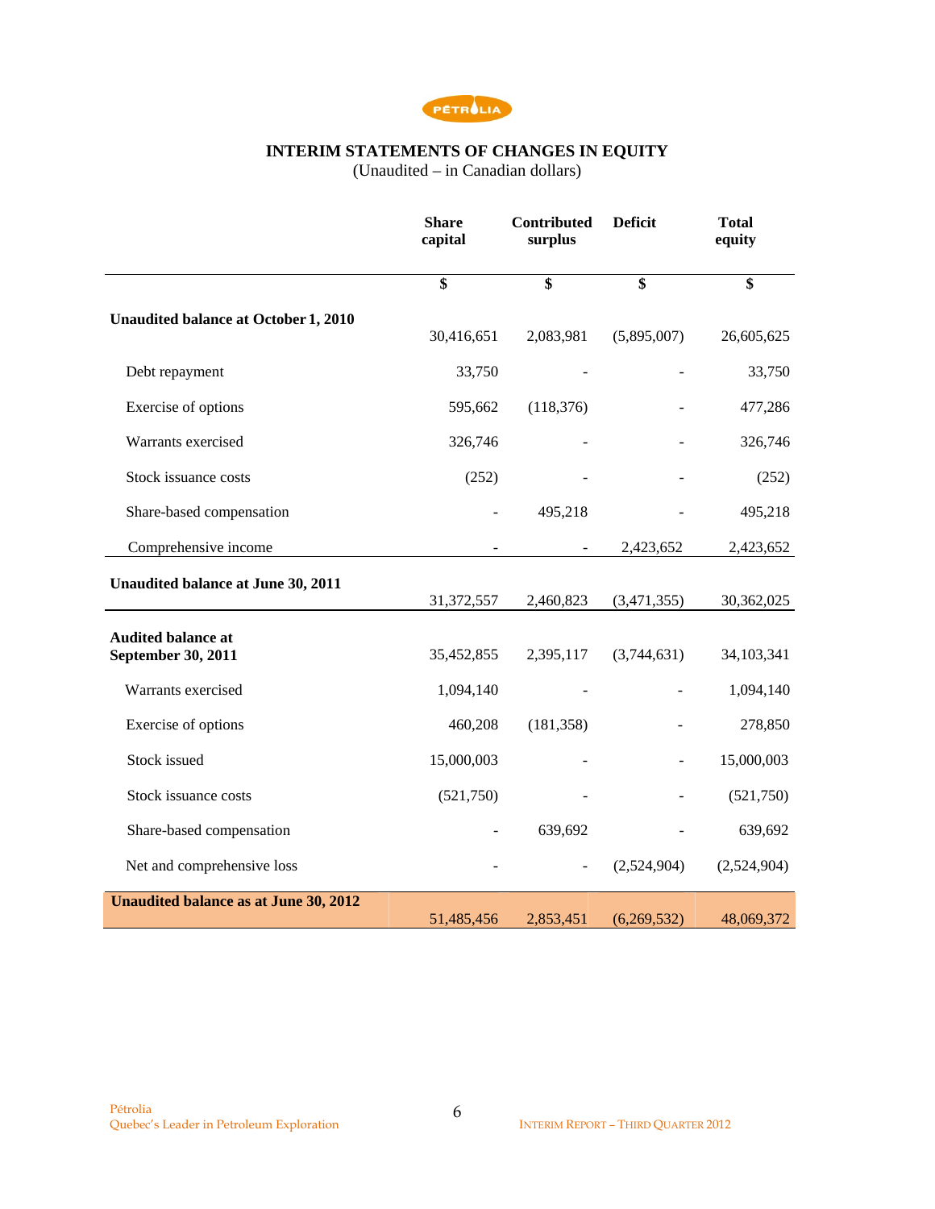# INTERIM STATEMENTS OF CHANGES IN EQUITY

(Unaudited – in Canadian dollars)

| | Share capital | Contributed surplus | Deficit | Total equity |
|---|---|---|---|---|
| | $ | $ | $ | $ |
| **Unaudited balance at October 1, 2010** | 30,416,651 | 2,083,981 | (5,895,007) | 26,605,625 |
| Debt repayment | 33,750 | - | - | 33,750 |
| Exercise of options | 595,662 | (118,376) | - | 477,286 |
| Warrants exercised | 326,746 | - | - | 326,746 |
| Stock issuance costs | (252) | - | - | (252) |
| Share-based compensation | - | 495,218 | - | 495,218 |
| Comprehensive income | - | - | 2,423,652 | 2,423,652 |
| **Unaudited balance at June 30, 2011** | 31,372,557 | 2,460,823 | (3,471,355) | 30,362,025 |
| **Audited balance at September 30, 2011** | 35,452,855 | 2,395,117 | (3,744,631) | 34,103,341 |
| Warrants exercised | 1,094,140 | - | - | 1,094,140 |
| Exercise of options | 460,208 | (181,358) | - | 278,850 |
| Stock issued | 15,000,003 | - | - | 15,000,003 |
| Stock issuance costs | (521,750) | - | - | (521,750) |
| Share-based compensation | - | 639,692 | - | 639,692 |
| Net and comprehensive loss | - | - | (2,524,904) | (2,524,904) |
| **Unaudited balance as at June 30, 2012** | 51,485,456 | 2,853,451 | (6,269,532) | 48,069,372 |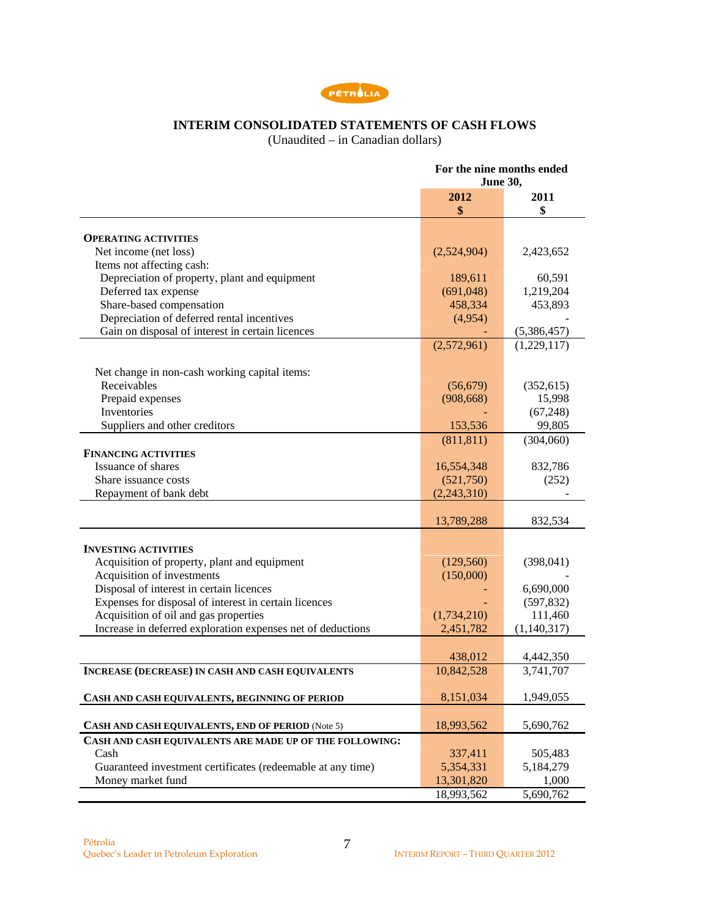# INTERIM CONSOLIDATED STATEMENTS OF CASH FLOWS

(Unaudited – in Canadian dollars)

| | For the nine months ended June 30, | |
|---|---|---|
| | 2012 $ | 2011 $ |
| **OPERATING ACTIVITIES** | | |
| Net income (net loss) | (2,524,904) | 2,423,652 |
| Items not affecting cash: | | |
| Depreciation of property, plant and equipment | 189,611 | 60,591 |
| Deferred tax expense | (691,048) | 1,219,204 |
| Share-based compensation | 458,334 | 453,893 |
| Depreciation of deferred rental incentives | (4,954) | - |
| Gain on disposal of interest in certain licences | - | (5,386,457) |
| | (2,572,961) | (1,229,117) |
| Net change in non-cash working capital items: | | |
| Receivables | (56,679) | (352,615) |
| Prepaid expenses | (908,668) | 15,998 |
| Inventories | - | (67,248) |
| Suppliers and other creditors | 153,536 | 99,805 |
| | (811,811) | (304,060) |
| **FINANCING ACTIVITIES** | | |
| Issuance of shares | 16,554,348 | 832,786 |
| Share issuance costs | (521,750) | (252) |
| Repayment of bank debt | (2,243,310) | - |
| | 13,789,288 | 832,534 |
| **INVESTING ACTIVITIES** | | |
| Acquisition of property, plant and equipment | (129,560) | (398,041) |
| Acquisition of investments | (150,000) | - |
| Disposal of interest in certain licences | - | 6,690,000 |
| Expenses for disposal of interest in certain licences | - | (597,832) |
| Acquisition of oil and gas properties | (1,734,210) | 111,460 |
| Increase in deferred exploration expenses net of deductions | 2,451,782 | (1,140,317) |
| | 438,012 | 4,442,350 |
| **INCREASE (DECREASE) IN CASH AND CASH EQUIVALENTS** | 10,842,528 | 3,741,707 |
| **CASH AND CASH EQUIVALENTS, BEGINNING OF PERIOD** | 8,151,034 | 1,949,055 |
| **CASH AND CASH EQUIVALENTS, END OF PERIOD** (Note 5) | 18,993,562 | 5,690,762 |
| **CASH AND CASH EQUIVALENTS ARE MADE UP OF THE FOLLOWING:** | | |
| Cash | 337,411 | 505,483 |
| Guaranteed investment certificates (redeemable at any time) | 5,354,331 | 5,184,279 |
| Money market fund | 13,301,820 | 1,000 |
| | 18,993,562 | 5,690,762 |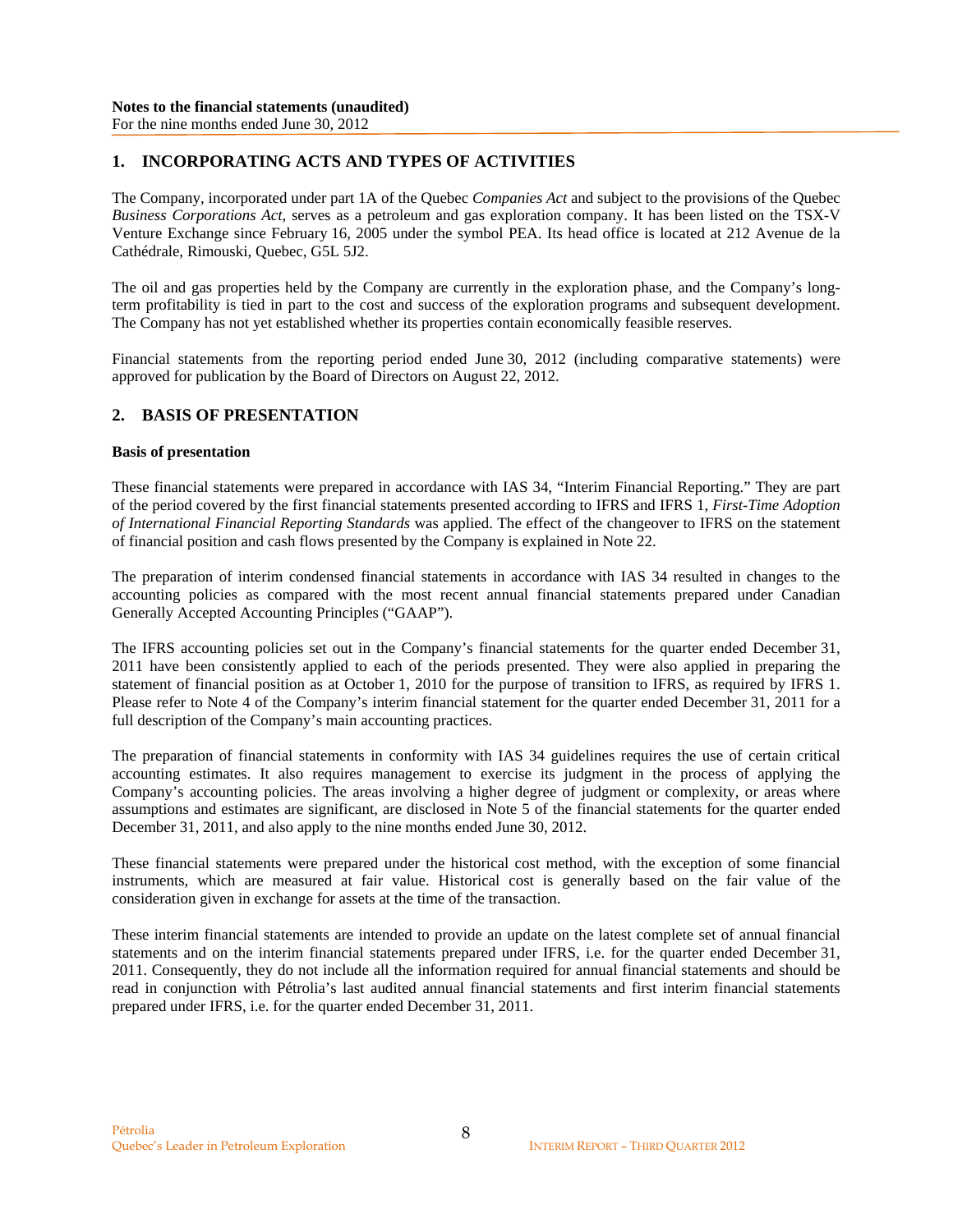**Notes to the financial statements (unaudited)**
For the nine months ended June 30, 2012

## 1. INCORPORATING ACTS AND TYPES OF ACTIVITIES

The Company, incorporated under part 1A of the Quebec *Companies Act* and subject to the provisions of the Quebec *Business Corporations Act*, serves as a petroleum and gas exploration company. It has been listed on the TSX-V Venture Exchange since February 16, 2005 under the symbol PEA. Its head office is located at 212 Avenue de la Cathédrale, Rimouski, Quebec, G5L 5J2.

The oil and gas properties held by the Company are currently in the exploration phase, and the Company's long-term profitability is tied in part to the cost and success of the exploration programs and subsequent development. The Company has not yet established whether its properties contain economically feasible reserves.

Financial statements from the reporting period ended June 30, 2012 (including comparative statements) were approved for publication by the Board of Directors on August 22, 2012.

## 2. BASIS OF PRESENTATION

**Basis of presentation**

These financial statements were prepared in accordance with IAS 34, "Interim Financial Reporting." They are part of the period covered by the first financial statements presented according to IFRS and IFRS 1, *First-Time Adoption of International Financial Reporting Standards* was applied. The effect of the changeover to IFRS on the statement of financial position and cash flows presented by the Company is explained in Note 22.

The preparation of interim condensed financial statements in accordance with IAS 34 resulted in changes to the accounting policies as compared with the most recent annual financial statements prepared under Canadian Generally Accepted Accounting Principles ("GAAP").

The IFRS accounting policies set out in the Company's financial statements for the quarter ended December 31, 2011 have been consistently applied to each of the periods presented. They were also applied in preparing the statement of financial position as at October 1, 2010 for the purpose of transition to IFRS, as required by IFRS 1. Please refer to Note 4 of the Company's interim financial statement for the quarter ended December 31, 2011 for a full description of the Company's main accounting practices.

The preparation of financial statements in conformity with IAS 34 guidelines requires the use of certain critical accounting estimates. It also requires management to exercise its judgment in the process of applying the Company's accounting policies. The areas involving a higher degree of judgment or complexity, or areas where assumptions and estimates are significant, are disclosed in Note 5 of the financial statements for the quarter ended December 31, 2011, and also apply to the nine months ended June 30, 2012.

These financial statements were prepared under the historical cost method, with the exception of some financial instruments, which are measured at fair value. Historical cost is generally based on the fair value of the consideration given in exchange for assets at the time of the transaction.

These interim financial statements are intended to provide an update on the latest complete set of annual financial statements and on the interim financial statements prepared under IFRS, i.e. for the quarter ended December 31, 2011. Consequently, they do not include all the information required for annual financial statements and should be read in conjunction with Pétrolia's last audited annual financial statements and first interim financial statements prepared under IFRS, i.e. for the quarter ended December 31, 2011.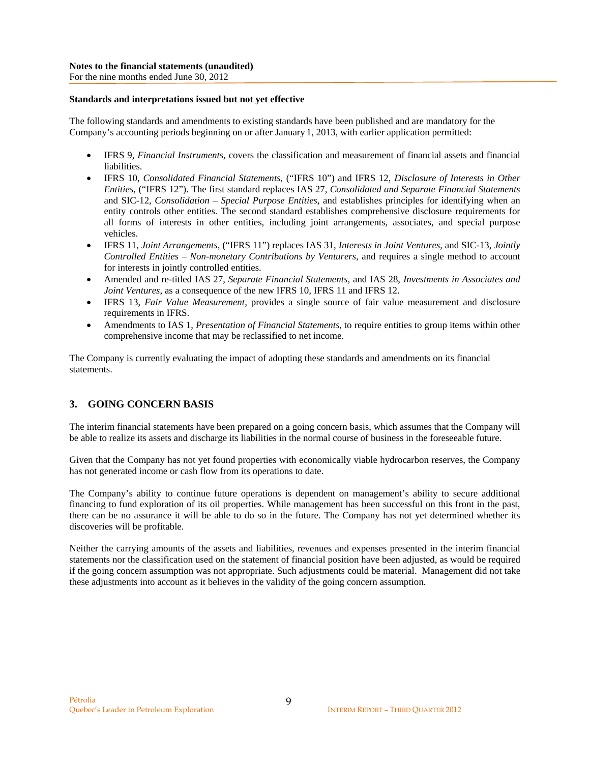### Standards and interpretations issued but not yet effective

The following standards and amendments to existing standards have been published and are mandatory for the Company's accounting periods beginning on or after January 1, 2013, with earlier application permitted:

- IFRS 9, *Financial Instruments*, covers the classification and measurement of financial assets and financial liabilities.
- IFRS 10, *Consolidated Financial Statements*, ("IFRS 10") and IFRS 12, *Disclosure of Interests in Other Entities*, ("IFRS 12"). The first standard replaces IAS 27, *Consolidated and Separate Financial Statements* and SIC-12, *Consolidation – Special Purpose Entities*, and establishes principles for identifying when an entity controls other entities. The second standard establishes comprehensive disclosure requirements for all forms of interests in other entities, including joint arrangements, associates, and special purpose vehicles.
- IFRS 11, *Joint Arrangements*, ("IFRS 11") replaces IAS 31, *Interests in Joint Ventures*, and SIC-13, *Jointly Controlled Entities – Non-monetary Contributions by Venturers*, and requires a single method to account for interests in jointly controlled entities.
- Amended and re-titled IAS 27, *Separate Financial Statements*, and IAS 28, *Investments in Associates and Joint Ventures*, as a consequence of the new IFRS 10, IFRS 11 and IFRS 12.
- IFRS 13, *Fair Value Measurement*, provides a single source of fair value measurement and disclosure requirements in IFRS.
- Amendments to IAS 1, *Presentation of Financial Statements*, to require entities to group items within other comprehensive income that may be reclassified to net income.

The Company is currently evaluating the impact of adopting these standards and amendments on its financial statements.

## 3. GOING CONCERN BASIS

The interim financial statements have been prepared on a going concern basis, which assumes that the Company will be able to realize its assets and discharge its liabilities in the normal course of business in the foreseeable future.

Given that the Company has not yet found properties with economically viable hydrocarbon reserves, the Company has not generated income or cash flow from its operations to date.

The Company's ability to continue future operations is dependent on management's ability to secure additional financing to fund exploration of its oil properties. While management has been successful on this front in the past, there can be no assurance it will be able to do so in the future. The Company has not yet determined whether its discoveries will be profitable.

Neither the carrying amounts of the assets and liabilities, revenues and expenses presented in the interim financial statements nor the classification used on the statement of financial position have been adjusted, as would be required if the going concern assumption was not appropriate. Such adjustments could be material. Management did not take these adjustments into account as it believes in the validity of the going concern assumption.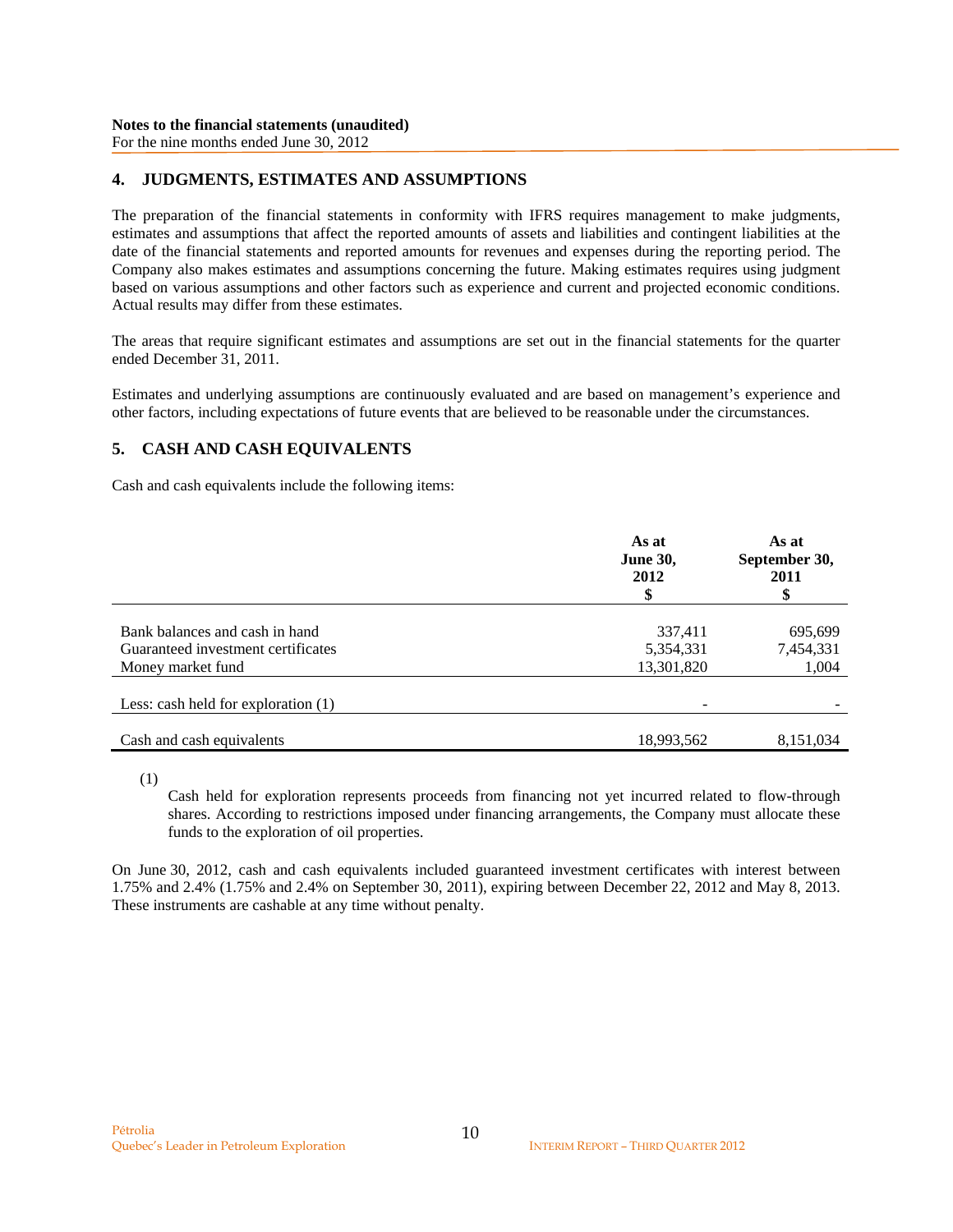**Notes to the financial statements (unaudited)**
For the nine months ended June 30, 2012

## 4. JUDGMENTS, ESTIMATES AND ASSUMPTIONS

The preparation of the financial statements in conformity with IFRS requires management to make judgments, estimates and assumptions that affect the reported amounts of assets and liabilities and contingent liabilities at the date of the financial statements and reported amounts for revenues and expenses during the reporting period. The Company also makes estimates and assumptions concerning the future. Making estimates requires using judgment based on various assumptions and other factors such as experience and current and projected economic conditions. Actual results may differ from these estimates.

The areas that require significant estimates and assumptions are set out in the financial statements for the quarter ended December 31, 2011.

Estimates and underlying assumptions are continuously evaluated and are based on management's experience and other factors, including expectations of future events that are believed to be reasonable under the circumstances.

## 5. CASH AND CASH EQUIVALENTS

Cash and cash equivalents include the following items:

| | As at June 30, 2012 $ | As at September 30, 2011 $ |
|---|---|---|
| Bank balances and cash in hand | 337,411 | 695,699 |
| Guaranteed investment certificates | 5,354,331 | 7,454,331 |
| Money market fund | 13,301,820 | 1,004 |
| Less: cash held for exploration (1) | - | - |
| Cash and cash equivalents | 18,993,562 | 8,151,034 |

(1) Cash held for exploration represents proceeds from financing not yet incurred related to flow-through shares. According to restrictions imposed under financing arrangements, the Company must allocate these funds to the exploration of oil properties.

On June 30, 2012, cash and cash equivalents included guaranteed investment certificates with interest between 1.75% and 2.4% (1.75% and 2.4% on September 30, 2011), expiring between December 22, 2012 and May 8, 2013. These instruments are cashable at any time without penalty.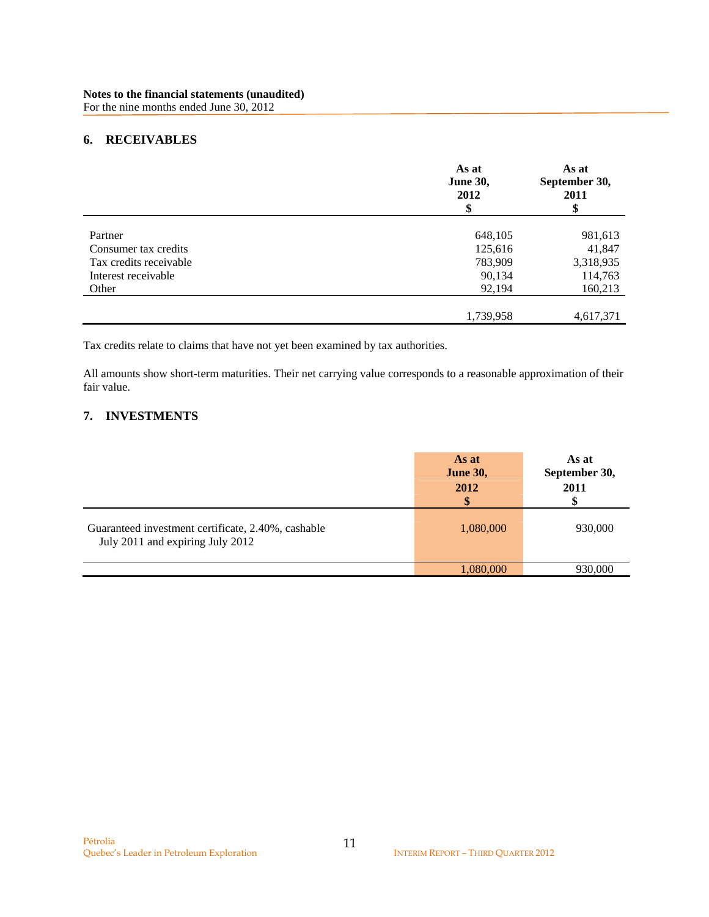**Notes to the financial statements (unaudited)**
For the nine months ended June 30, 2012

## 6. RECEIVABLES

| | As at June 30, 2012 $ | As at September 30, 2011 $ |
|---|---|---|
| Partner | 648,105 | 981,613 |
| Consumer tax credits | 125,616 | 41,847 |
| Tax credits receivable | 783,909 | 3,318,935 |
| Interest receivable | 90,134 | 114,763 |
| Other | 92,194 | 160,213 |
| | 1,739,958 | 4,617,371 |

Tax credits relate to claims that have not yet been examined by tax authorities.

All amounts show short-term maturities. Their net carrying value corresponds to a reasonable approximation of their fair value.

## 7. INVESTMENTS

| | As at June 30, 2012 $ | As at September 30, 2011 $ |
|---|---|---|
| Guaranteed investment certificate, 2.40%, cashable July 2011 and expiring July 2012 | 1,080,000 | 930,000 |
| | 1,080,000 | 930,000 |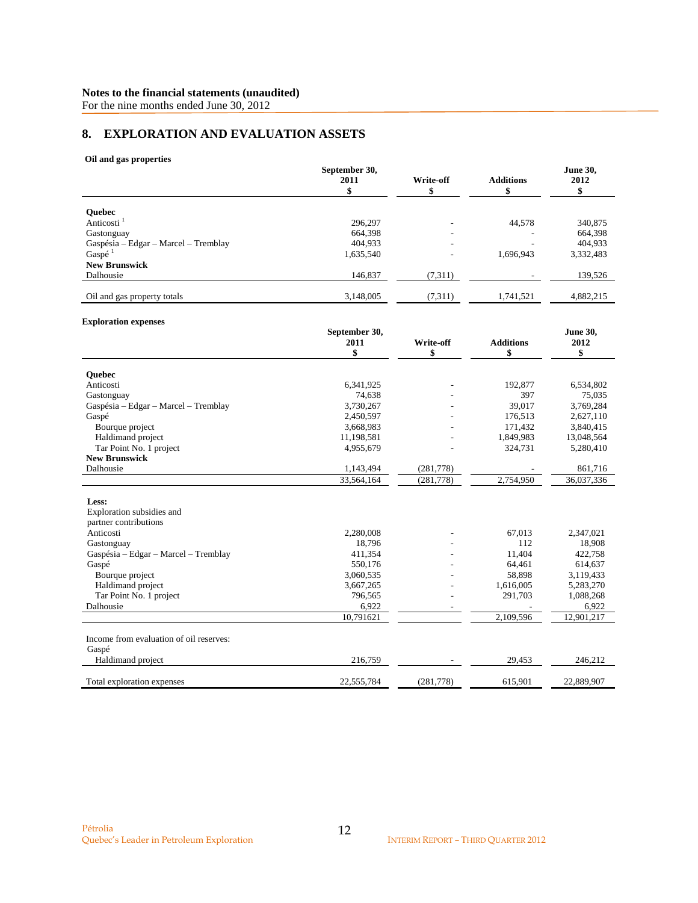**Notes to the financial statements (unaudited)**
For the nine months ended June 30, 2012

## 8. EXPLORATION AND EVALUATION ASSETS

**Oil and gas properties**

| | September 30, 2011 $ | Write-off $ | Additions $ | June 30, 2012 $ |
|---|---|---|---|---|
| **Quebec** | | | | |
| Anticosti [1] | 296,297 | - | 44,578 | 340,875 |
| Gastonguay | 664,398 | - | - | 664,398 |
| Gaspésia – Edgar – Marcel – Tremblay | 404,933 | - | - | 404,933 |
| Gaspé [1] | 1,635,540 | - | 1,696,943 | 3,332,483 |
| **New Brunswick** | | | | |
| Dalhousie | 146,837 | (7,311) | - | 139,526 |
| Oil and gas property totals | 3,148,005 | (7,311) | 1,741,521 | 4,882,215 |

**Exploration expenses**

| | September 30, 2011 $ | Write-off $ | Additions $ | June 30, 2012 $ |
|---|---|---|---|---|
| **Quebec** | | | | |
| Anticosti | 6,341,925 | - | 192,877 | 6,534,802 |
| Gastonguay | 74,638 | - | 397 | 75,035 |
| Gaspésia – Edgar – Marcel – Tremblay | 3,730,267 | - | 39,017 | 3,769,284 |
| Gaspé | 2,450,597 | - | 176,513 | 2,627,110 |
| Bourque project | 3,668,983 | - | 171,432 | 3,840,415 |
| Haldimand project | 11,198,581 | - | 1,849,983 | 13,048,564 |
| Tar Point No. 1 project | 4,955,679 | - | 324,731 | 5,280,410 |
| **New Brunswick** | | | | |
| Dalhousie | 1,143,494 | (281,778) | - | 861,716 |
| | 33,564,164 | (281,778) | 2,754,950 | 36,037,336 |
| **Less:** | | | | |
| Exploration subsidies and partner contributions | | | | |
| Anticosti | 2,280,008 | - | 67,013 | 2,347,021 |
| Gastonguay | 18,796 | - | 112 | 18,908 |
| Gaspésia – Edgar – Marcel – Tremblay | 411,354 | - | 11,404 | 422,758 |
| Gaspé | 550,176 | - | 64,461 | 614,637 |
| Bourque project | 3,060,535 | - | 58,898 | 3,119,433 |
| Haldimand project | 3,667,265 | - | 1,616,005 | 5,283,270 |
| Tar Point No. 1 project | 796,565 | - | 291,703 | 1,088,268 |
| Dalhousie | 6,922 | - | - | 6,922 |
| | 10,791621 | | 2,109,596 | 12,901,217 |
| Income from evaluation of oil reserves: | | | | |
| Gaspé | | | | |
| Haldimand project | 216,759 | - | 29,453 | 246,212 |
| Total exploration expenses | 22,555,784 | (281,778) | 615,901 | 22,889,907 |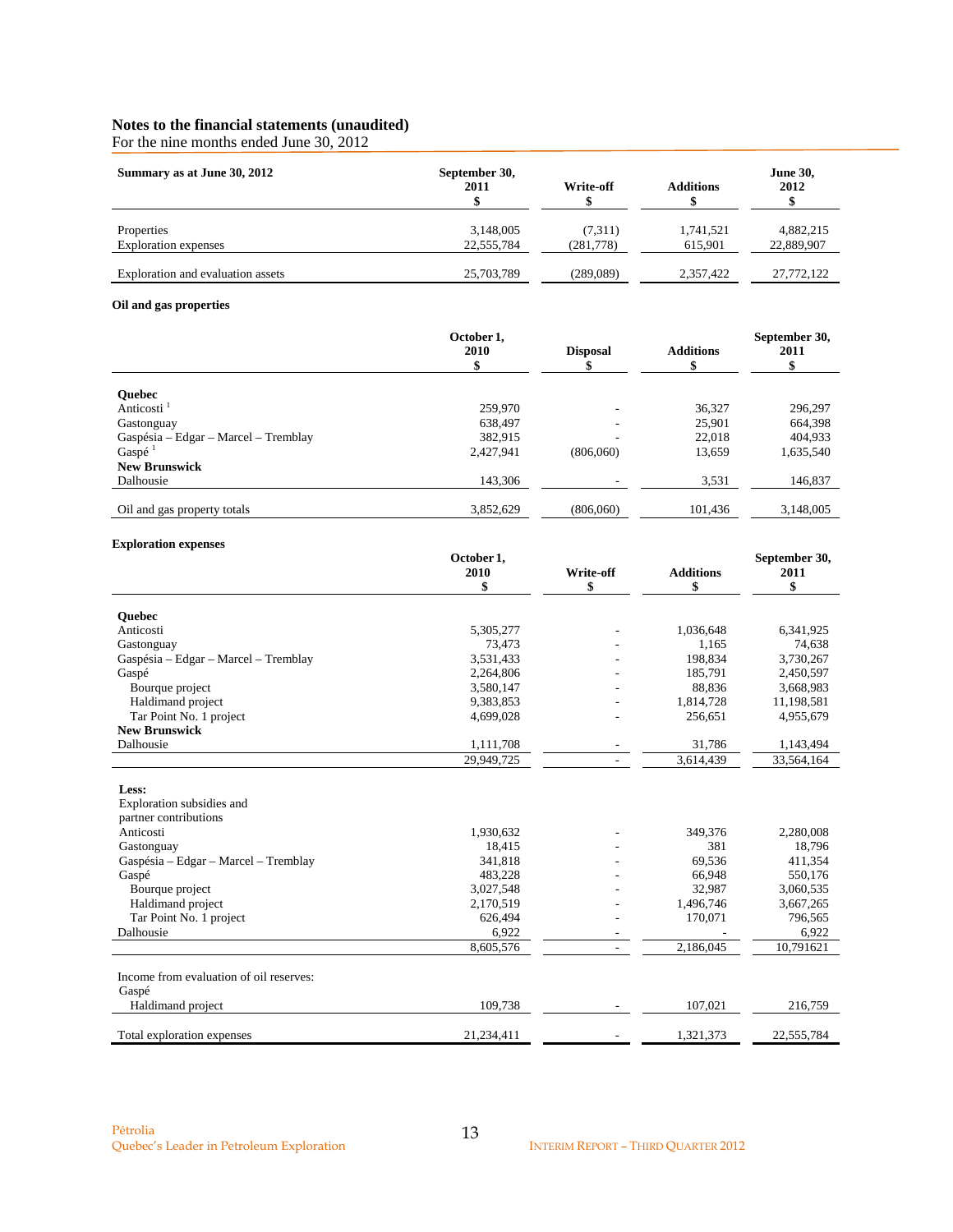**Notes to the financial statements (unaudited)**
For the nine months ended June 30, 2012

| Summary as at June 30, 2012 | September 30, 2011 $ | Write-off $ | Additions $ | June 30, 2012 $ |
|---|---|---|---|---|
| Properties | 3,148,005 | (7,311) | 1,741,521 | 4,882,215 |
| Exploration expenses | 22,555,784 | (281,778) | 615,901 | 22,889,907 |
| Exploration and evaluation assets | 25,703,789 | (289,089) | 2,357,422 | 27,772,122 |

**Oil and gas properties**

| | October 1, 2010 $ | Disposal $ | Additions $ | September 30, 2011 $ |
|---|---|---|---|---|
| **Quebec** | | | | |
| Anticosti [1] | 259,970 | - | 36,327 | 296,297 |
| Gastonguay | 638,497 | - | 25,901 | 664,398 |
| Gaspésia – Edgar – Marcel – Tremblay | 382,915 | - | 22,018 | 404,933 |
| Gaspé [1] | 2,427,941 | (806,060) | 13,659 | 1,635,540 |
| **New Brunswick** | | | | |
| Dalhousie | 143,306 | - | 3,531 | 146,837 |
| Oil and gas property totals | 3,852,629 | (806,060) | 101,436 | 3,148,005 |

**Exploration expenses**

| | October 1, 2010 $ | Write-off $ | Additions $ | September 30, 2011 $ |
|---|---|---|---|---|
| **Quebec** | | | | |
| Anticosti | 5,305,277 | - | 1,036,648 | 6,341,925 |
| Gastonguay | 73,473 | - | 1,165 | 74,638 |
| Gaspésia – Edgar – Marcel – Tremblay | 3,531,433 | - | 198,834 | 3,730,267 |
| Gaspé | 2,264,806 | - | 185,791 | 2,450,597 |
| Bourque project | 3,580,147 | - | 88,836 | 3,668,983 |
| Haldimand project | 9,383,853 | - | 1,814,728 | 11,198,581 |
| Tar Point No. 1 project | 4,699,028 | - | 256,651 | 4,955,679 |
| **New Brunswick** | | | | |
| Dalhousie | 1,111,708 | - | 31,786 | 1,143,494 |
| | 29,949,725 | - | 3,614,439 | 33,564,164 |
| **Less:** | | | | |
| Exploration subsidies and partner contributions | | | | |
| Anticosti | 1,930,632 | - | 349,376 | 2,280,008 |
| Gastonguay | 18,415 | - | 381 | 18,796 |
| Gaspésia – Edgar – Marcel – Tremblay | 341,818 | - | 69,536 | 411,354 |
| Gaspé | 483,228 | - | 66,948 | 550,176 |
| Bourque project | 3,027,548 | - | 32,987 | 3,060,535 |
| Haldimand project | 2,170,519 | - | 1,496,746 | 3,667,265 |
| Tar Point No. 1 project | 626,494 | - | 170,071 | 796,565 |
| Dalhousie | 6,922 | - | - | 6,922 |
| | 8,605,576 | - | 2,186,045 | 10,791621 |
| Income from evaluation of oil reserves: | | | | |
| Gaspé | | | | |
| Haldimand project | 109,738 | - | 107,021 | 216,759 |
| Total exploration expenses | 21,234,411 | - | 1,321,373 | 22,555,784 |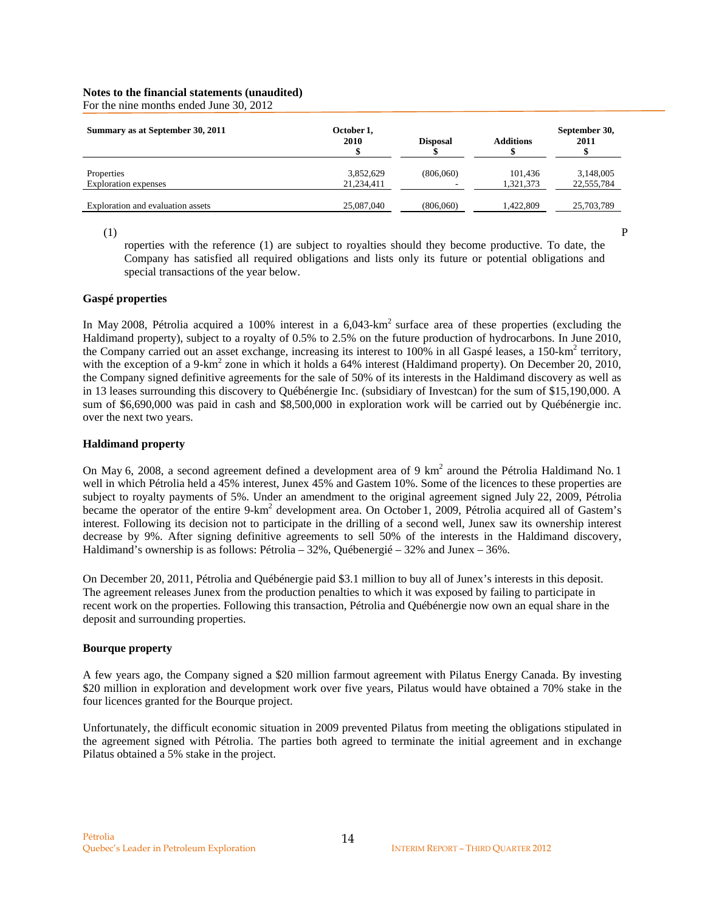**Notes to the financial statements (unaudited)**
For the nine months ended June 30, 2012

| Summary as at September 30, 2011 | October 1, 2010 $ | Disposal $ | Additions $ | September 30, 2011 $ |
|---|---|---|---|---|
| Properties | 3,852,629 | (806,060) | 101,436 | 3,148,005 |
| Exploration expenses | 21,234,411 | - | 1,321,373 | 22,555,784 |
| Exploration and evaluation assets | 25,087,040 | (806,060) | 1,422,809 | 25,703,789 |

(1) Properties with the reference (1) are subject to royalties should they become productive. To date, the Company has satisfied all required obligations and lists only its future or potential obligations and special transactions of the year below.

**Gaspé properties**

In May 2008, Pétrolia acquired a 100% interest in a 6,043-km$^2$ surface area of these properties (excluding the Haldimand property), subject to a royalty of 0.5% to 2.5% on the future production of hydrocarbons. In June 2010, the Company carried out an asset exchange, increasing its interest to 100% in all Gaspé leases, a 150-km$^2$ territory, with the exception of a 9-km$^2$ zone in which it holds a 64% interest (Haldimand property). On December 20, 2010, the Company signed definitive agreements for the sale of 50% of its interests in the Haldimand discovery as well as in 13 leases surrounding this discovery to Québénergie Inc. (subsidiary of Investcan) for the sum of $15,190,000. A sum of $6,690,000 was paid in cash and $8,500,000 in exploration work will be carried out by Québénergie inc. over the next two years.

**Haldimand property**

On May 6, 2008, a second agreement defined a development area of 9 km$^2$ around the Pétrolia Haldimand No. 1 well in which Pétrolia held a 45% interest, Junex 45% and Gastem 10%. Some of the licences to these properties are subject to royalty payments of 5%. Under an amendment to the original agreement signed July 22, 2009, Pétrolia became the operator of the entire 9-km$^2$ development area. On October 1, 2009, Pétrolia acquired all of Gastem's interest. Following its decision not to participate in the drilling of a second well, Junex saw its ownership interest decrease by 9%. After signing definitive agreements to sell 50% of the interests in the Haldimand discovery, Haldimand's ownership is as follows: Pétrolia – 32%, Québenergié – 32% and Junex – 36%.

On December 20, 2011, Pétrolia and Québénergie paid $3.1 million to buy all of Junex's interests in this deposit. The agreement releases Junex from the production penalties to which it was exposed by failing to participate in recent work on the properties. Following this transaction, Pétrolia and Québénergie now own an equal share in the deposit and surrounding properties.

**Bourque property**

A few years ago, the Company signed a $20 million farmout agreement with Pilatus Energy Canada. By investing $20 million in exploration and development work over five years, Pilatus would have obtained a 70% stake in the four licences granted for the Bourque project.

Unfortunately, the difficult economic situation in 2009 prevented Pilatus from meeting the obligations stipulated in the agreement signed with Pétrolia. The parties both agreed to terminate the initial agreement and in exchange Pilatus obtained a 5% stake in the project.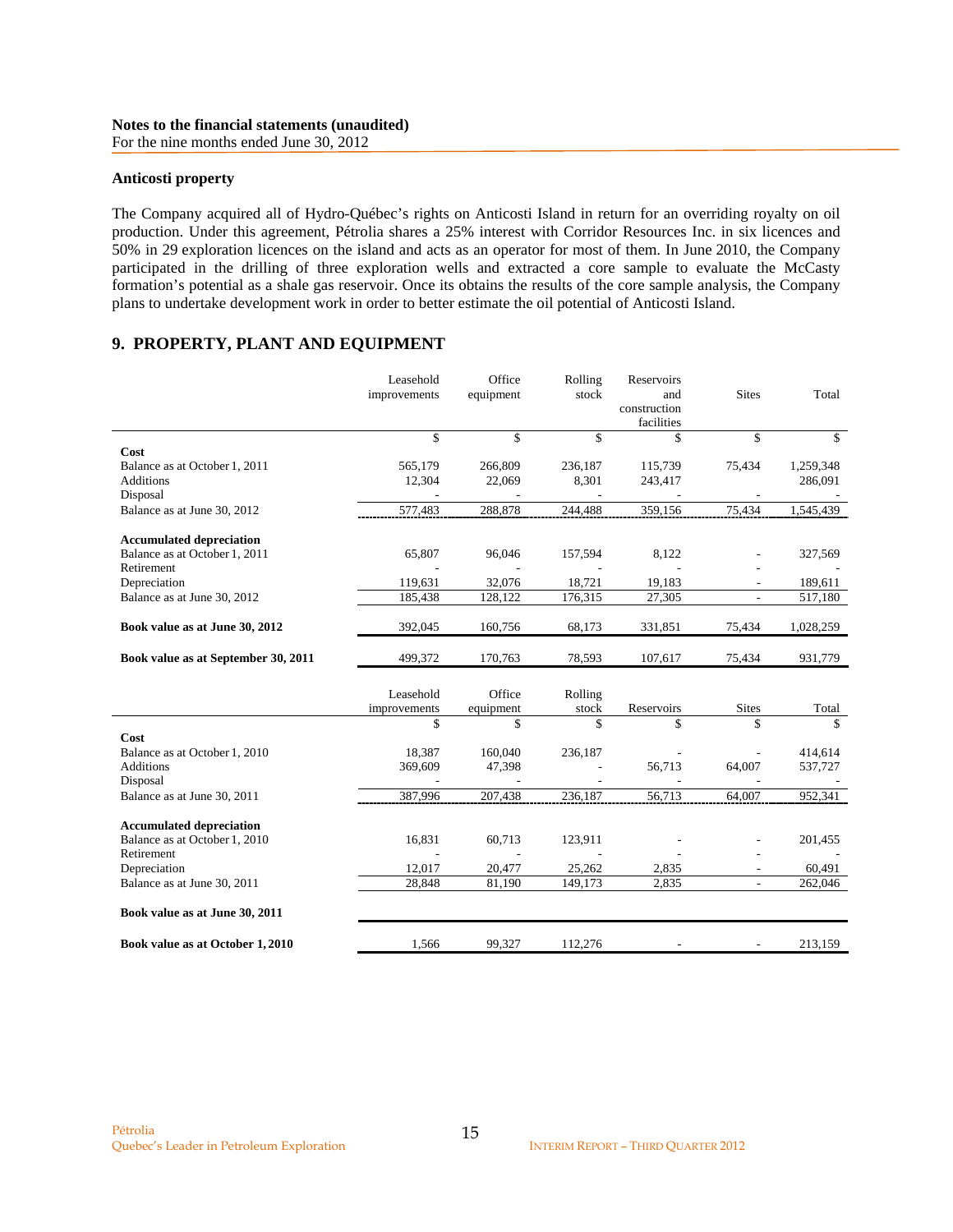**Notes to the financial statements (unaudited)**
For the nine months ended June 30, 2012

### Anticosti property

The Company acquired all of Hydro-Québec's rights on Anticosti Island in return for an overriding royalty on oil production. Under this agreement, Pétrolia shares a 25% interest with Corridor Resources Inc. in six licences and 50% in 29 exploration licences on the island and acts as an operator for most of them. In June 2010, the Company participated in the drilling of three exploration wells and extracted a core sample to evaluate the McCasty formation's potential as a shale gas reservoir. Once its obtains the results of the core sample analysis, the Company plans to undertake development work in order to better estimate the oil potential of Anticosti Island.

## 9. PROPERTY, PLANT AND EQUIPMENT

| | Leasehold improvements | Office equipment | Rolling stock | Reservoirs and construction facilities | Sites | Total |
|---|---|---|---|---|---|---|
| | $ | $ | $ | $ | $ | $ |
| **Cost** | | | | | | |
| Balance as at October 1, 2011 | 565,179 | 266,809 | 236,187 | 115,739 | 75,434 | 1,259,348 |
| Additions | 12,304 | 22,069 | 8,301 | 243,417 | | 286,091 |
| Disposal | - | - | - | - | - | - |
| Balance as at June 30, 2012 | 577,483 | 288,878 | 244,488 | 359,156 | 75,434 | 1,545,439 |
| **Accumulated depreciation** | | | | | | |
| Balance as at October 1, 2011 | 65,807 | 96,046 | 157,594 | 8,122 | - | 327,569 |
| Retirement | - | - | - | - | - | - |
| Depreciation | 119,631 | 32,076 | 18,721 | 19,183 | - | 189,611 |
| Balance as at June 30, 2012 | 185,438 | 128,122 | 176,315 | 27,305 | - | 517,180 |
| **Book value as at June 30, 2012** | 392,045 | 160,756 | 68,173 | 331,851 | 75,434 | 1,028,259 |
| **Book value as at September 30, 2011** | 499,372 | 170,763 | 78,593 | 107,617 | 75,434 | 931,779 |

| | Leasehold improvements | Office equipment | Rolling stock | Reservoirs | Sites | Total |
|---|---|---|---|---|---|---|
| | $ | $ | $ | $ | $ | $ |
| **Cost** | | | | | | |
| Balance as at October 1, 2010 | 18,387 | 160,040 | 236,187 | - | - | 414,614 |
| Additions | 369,609 | 47,398 | - | 56,713 | 64,007 | 537,727 |
| Disposal | - | - | - | - | - | - |
| Balance as at June 30, 2011 | 387,996 | 207,438 | 236,187 | 56,713 | 64,007 | 952,341 |
| **Accumulated depreciation** | | | | | | |
| Balance as at October 1, 2010 | 16,831 | 60,713 | 123,911 | - | - | 201,455 |
| Retirement | - | - | - | - | - | - |
| Depreciation | 12,017 | 20,477 | 25,262 | 2,835 | - | 60,491 |
| Balance as at June 30, 2011 | 28,848 | 81,190 | 149,173 | 2,835 | - | 262,046 |
| **Book value as at June 30, 2011** | | | | | | |
| **Book value as at October 1, 2010** | 1,566 | 99,327 | 112,276 | - | - | 213,159 |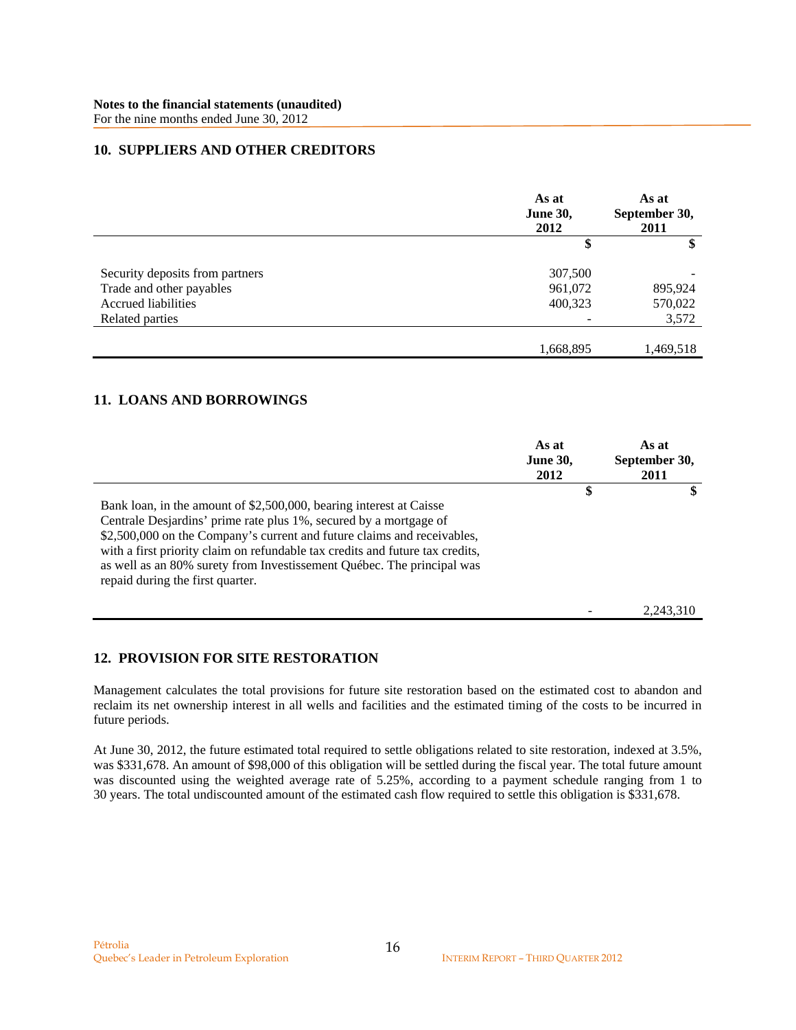**Notes to the financial statements (unaudited)**
For the nine months ended June 30, 2012

## 10. SUPPLIERS AND OTHER CREDITORS

| | As at June 30, 2012 | As at September 30, 2011 |
|---|---|---|
| | $ | $ |
| Security deposits from partners | 307,500 | - |
| Trade and other payables | 961,072 | 895,924 |
| Accrued liabilities | 400,323 | 570,022 |
| Related parties | - | 3,572 |
| | 1,668,895 | 1,469,518 |

## 11. LOANS AND BORROWINGS

| | As at June 30, 2012 | As at September 30, 2011 |
|---|---|---|
| | $ | $ |
| Bank loan, in the amount of $2,500,000, bearing interest at Caisse Centrale Desjardins' prime rate plus 1%, secured by a mortgage of $2,500,000 on the Company's current and future claims and receivables, with a first priority claim on refundable tax credits and future tax credits, as well as an 80% surety from Investissement Québec. The principal was repaid during the first quarter. | | |
| | - | 2,243,310 |

## 12. PROVISION FOR SITE RESTORATION

Management calculates the total provisions for future site restoration based on the estimated cost to abandon and reclaim its net ownership interest in all wells and facilities and the estimated timing of the costs to be incurred in future periods.

At June 30, 2012, the future estimated total required to settle obligations related to site restoration, indexed at 3.5%, was $331,678. An amount of $98,000 of this obligation will be settled during the fiscal year. The total future amount was discounted using the weighted average rate of 5.25%, according to a payment schedule ranging from 1 to 30 years. The total undiscounted amount of the estimated cash flow required to settle this obligation is $331,678.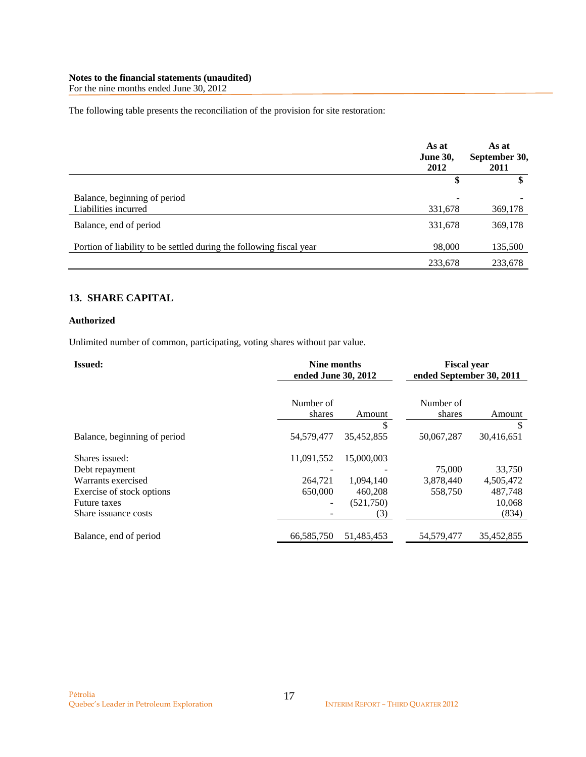**Notes to the financial statements (unaudited)**
For the nine months ended June 30, 2012

The following table presents the reconciliation of the provision for site restoration:

| | As at June 30, 2012 | As at September 30, 2011 |
|---|---|---|
| | $ | $ |
| Balance, beginning of period | - | - |
| Liabilities incurred | 331,678 | 369,178 |
| Balance, end of period | 331,678 | 369,178 |
| Portion of liability to be settled during the following fiscal year | 98,000 | 135,500 |
| | 233,678 | 233,678 |

## 13. SHARE CAPITAL

**Authorized**

Unlimited number of common, participating, voting shares without par value.

| **Issued:** | **Nine months ended June 30, 2012** | | **Fiscal year ended September 30, 2011** | |
|---|---|---|---|---|
| | Number of shares | Amount | Number of shares | Amount |
| | | $ | | $ |
| Balance, beginning of period | 54,579,477 | 35,452,855 | 50,067,287 | 30,416,651 |
| Shares issued: | 11,091,552 | 15,000,003 | | |
| Debt repayment | - | - | 75,000 | 33,750 |
| Warrants exercised | 264,721 | 1,094,140 | 3,878,440 | 4,505,472 |
| Exercise of stock options | 650,000 | 460,208 | 558,750 | 487,748 |
| Future taxes | - | (521,750) | | 10,068 |
| Share issuance costs | - | (3) | | (834) |
| Balance, end of period | 66,585,750 | 51,485,453 | 54,579,477 | 35,452,855 |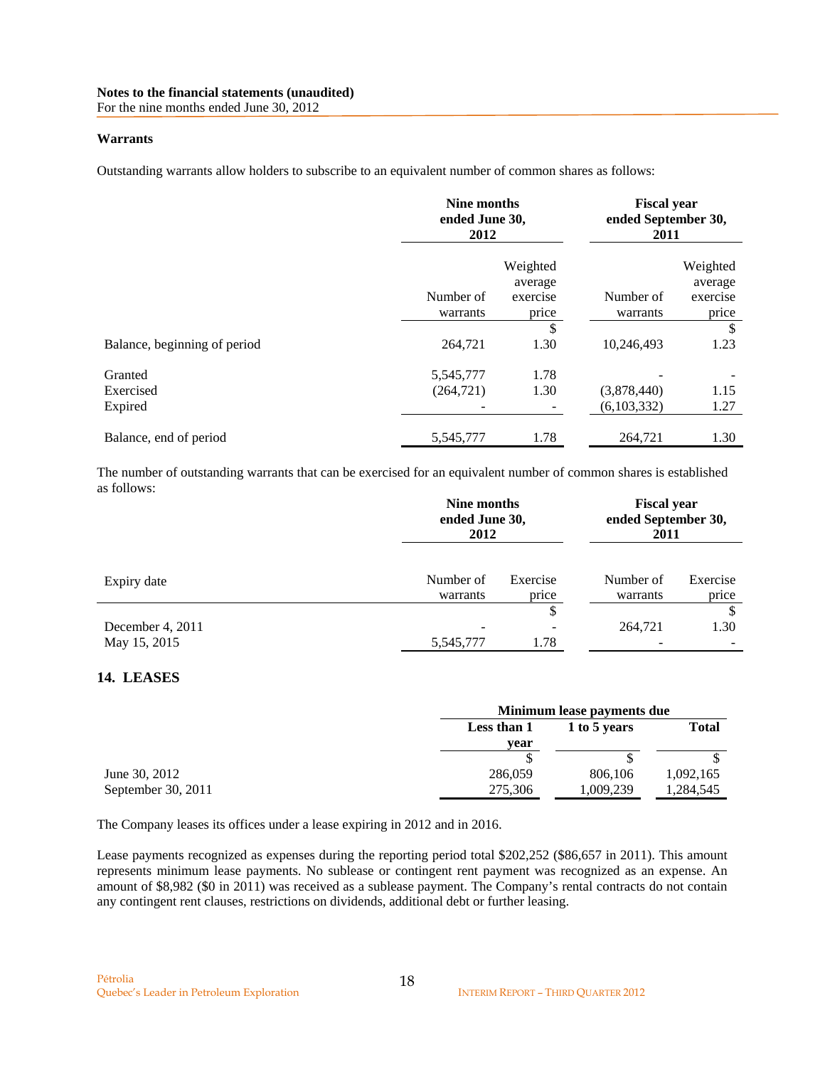**Notes to the financial statements (unaudited)**
For the nine months ended June 30, 2012

**Warrants**

Outstanding warrants allow holders to subscribe to an equivalent number of common shares as follows:

| | Nine months ended June 30, 2012 | | Fiscal year ended September 30, 2011 | |
|---|---|---|---|---|
| | Number of warrants | Weighted average exercise price | Number of warrants | Weighted average exercise price |
| | | $ | | $ |
| Balance, beginning of period | 264,721 | 1.30 | 10,246,493 | 1.23 |
| Granted | 5,545,777 | 1.78 | - | - |
| Exercised | (264,721) | 1.30 | (3,878,440) | 1.15 |
| Expired | - | - | (6,103,332) | 1.27 |
| Balance, end of period | 5,545,777 | 1.78 | 264,721 | 1.30 |

The number of outstanding warrants that can be exercised for an equivalent number of common shares is established as follows:

| | Nine months ended June 30, 2012 | | Fiscal year ended September 30, 2011 | |
|---|---|---|---|---|
| Expiry date | Number of warrants | Exercise price | Number of warrants | Exercise price |
| | | $ | | $ |
| December 4, 2011 | - | - | 264,721 | 1.30 |
| May 15, 2015 | 5,545,777 | 1.78 | - | - |

## 14. LEASES

| | Minimum lease payments due | | |
|---|---|---|---|
| | Less than 1 year | 1 to 5 years | Total |
| | $ | $ | $ |
| June 30, 2012 | 286,059 | 806,106 | 1,092,165 |
| September 30, 2011 | 275,306 | 1,009,239 | 1,284,545 |

The Company leases its offices under a lease expiring in 2012 and in 2016.

Lease payments recognized as expenses during the reporting period total $202,252 ($86,657 in 2011). This amount represents minimum lease payments. No sublease or contingent rent payment was recognized as an expense. An amount of $8,982 ($0 in 2011) was received as a sublease payment. The Company's rental contracts do not contain any contingent rent clauses, restrictions on dividends, additional debt or further leasing.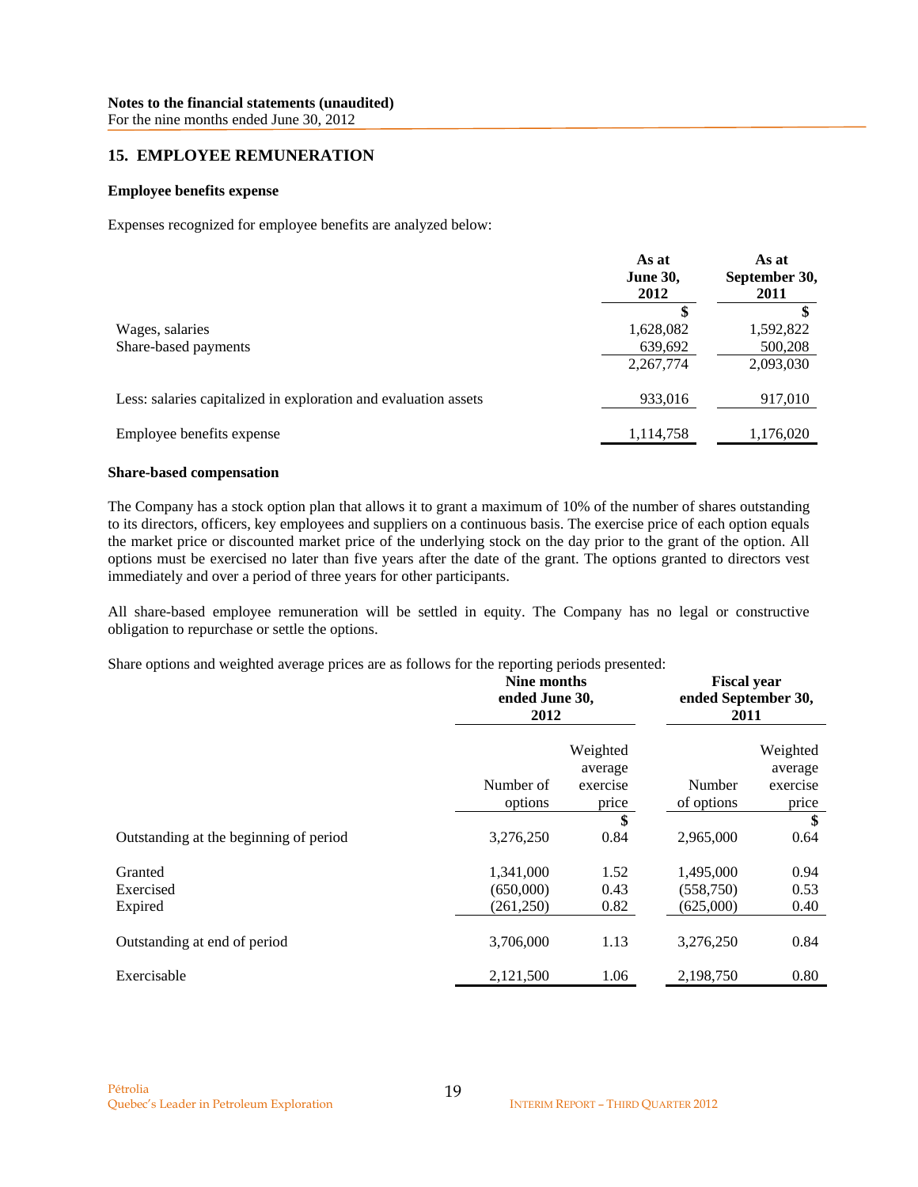## 15. EMPLOYEE REMUNERATION

### Employee benefits expense

Expenses recognized for employee benefits are analyzed below:

| | As at June 30, 2012 | As at September 30, 2011 |
|---|---|---|
| | $ | $ |
| Wages, salaries | 1,628,082 | 1,592,822 |
| Share-based payments | 639,692 | 500,208 |
| | 2,267,774 | 2,093,030 |
| Less: salaries capitalized in exploration and evaluation assets | 933,016 | 917,010 |
| Employee benefits expense | 1,114,758 | 1,176,020 |

### Share-based compensation

The Company has a stock option plan that allows it to grant a maximum of 10% of the number of shares outstanding to its directors, officers, key employees and suppliers on a continuous basis. The exercise price of each option equals the market price or discounted market price of the underlying stock on the day prior to the grant of the option. All options must be exercised no later than five years after the date of the grant. The options granted to directors vest immediately and over a period of three years for other participants.

All share-based employee remuneration will be settled in equity. The Company has no legal or constructive obligation to repurchase or settle the options.

Share options and weighted average prices are as follows for the reporting periods presented:

| | Nine months ended June 30, 2012 | | Fiscal year ended September 30, 2011 | |
|---|---|---|---|---|
| | Number of options | Weighted average exercise price | Number of options | Weighted average exercise price |
| | | $ | | $ |
| Outstanding at the beginning of period | 3,276,250 | 0.84 | 2,965,000 | 0.64 |
| Granted | 1,341,000 | 1.52 | 1,495,000 | 0.94 |
| Exercised | (650,000) | 0.43 | (558,750) | 0.53 |
| Expired | (261,250) | 0.82 | (625,000) | 0.40 |
| Outstanding at end of period | 3,706,000 | 1.13 | 3,276,250 | 0.84 |
| Exercisable | 2,121,500 | 1.06 | 2,198,750 | 0.80 |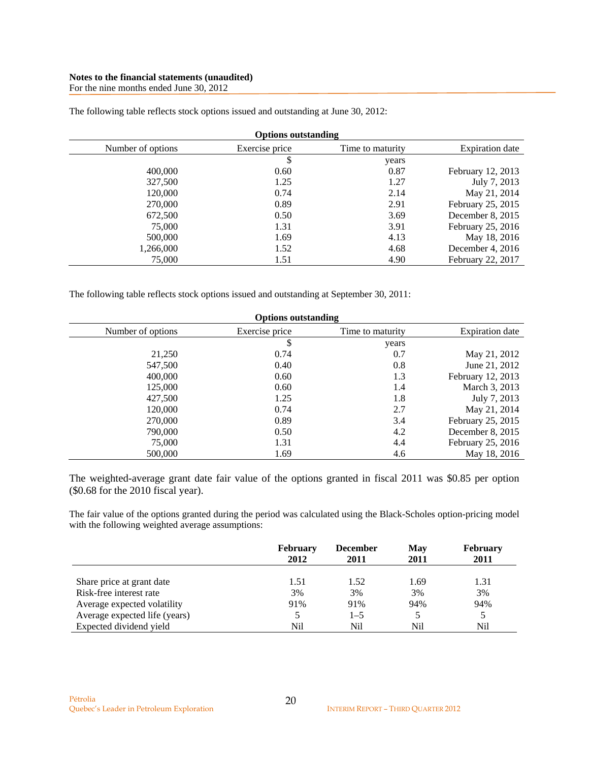The following table reflects stock options issued and outstanding at June 30, 2012:

| Options outstanding | | | |
|---|---|---|---|
| Number of options | Exercise price | Time to maturity | Expiration date |
| | $ | years | |
| 400,000 | 0.60 | 0.87 | February 12, 2013 |
| 327,500 | 1.25 | 1.27 | July 7, 2013 |
| 120,000 | 0.74 | 2.14 | May 21, 2014 |
| 270,000 | 0.89 | 2.91 | February 25, 2015 |
| 672,500 | 0.50 | 3.69 | December 8, 2015 |
| 75,000 | 1.31 | 3.91 | February 25, 2016 |
| 500,000 | 1.69 | 4.13 | May 18, 2016 |
| 1,266,000 | 1.52 | 4.68 | December 4, 2016 |
| 75,000 | 1.51 | 4.90 | February 22, 2017 |

The following table reflects stock options issued and outstanding at September 30, 2011:

| Options outstanding | | | |
|---|---|---|---|
| Number of options | Exercise price | Time to maturity | Expiration date |
| | $ | years | |
| 21,250 | 0.74 | 0.7 | May 21, 2012 |
| 547,500 | 0.40 | 0.8 | June 21, 2012 |
| 400,000 | 0.60 | 1.3 | February 12, 2013 |
| 125,000 | 0.60 | 1.4 | March 3, 2013 |
| 427,500 | 1.25 | 1.8 | July 7, 2013 |
| 120,000 | 0.74 | 2.7 | May 21, 2014 |
| 270,000 | 0.89 | 3.4 | February 25, 2015 |
| 790,000 | 0.50 | 4.2 | December 8, 2015 |
| 75,000 | 1.31 | 4.4 | February 25, 2016 |
| 500,000 | 1.69 | 4.6 | May 18, 2016 |

The weighted-average grant date fair value of the options granted in fiscal 2011 was $0.85 per option ($0.68 for the 2010 fiscal year).

The fair value of the options granted during the period was calculated using the Black-Scholes option-pricing model with the following weighted average assumptions:

| | February 2012 | December 2011 | May 2011 | February 2011 |
|---|---|---|---|---|
| Share price at grant date | 1.51 | 1.52 | 1.69 | 1.31 |
| Risk-free interest rate | 3% | 3% | 3% | 3% |
| Average expected volatility | 91% | 91% | 94% | 94% |
| Average expected life (years) | 5 | 1–5 | 5 | 5 |
| Expected dividend yield | Nil | Nil | Nil | Nil |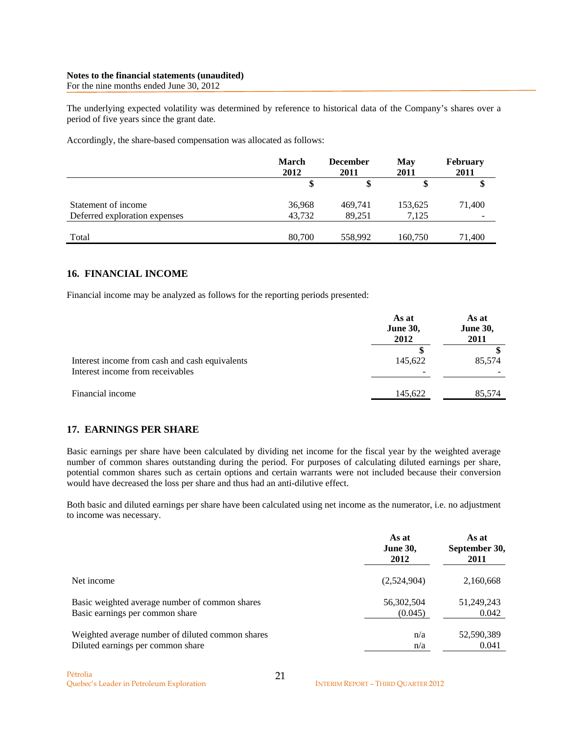**Notes to the financial statements (unaudited)**
For the nine months ended June 30, 2012

The underlying expected volatility was determined by reference to historical data of the Company's shares over a period of five years since the grant date.

Accordingly, the share-based compensation was allocated as follows:

| | March 2012 | December 2011 | May 2011 | February 2011 |
|---|---|---|---|---|
| | $ | $ | $ | $ |
| Statement of income | 36,968 | 469,741 | 153,625 | 71,400 |
| Deferred exploration expenses | 43,732 | 89,251 | 7,125 | - |
| Total | 80,700 | 558,992 | 160,750 | 71,400 |

## 16. FINANCIAL INCOME

Financial income may be analyzed as follows for the reporting periods presented:

| | As at June 30, 2012 | As at June 30, 2011 |
|---|---|---|
| | $ | $ |
| Interest income from cash and cash equivalents | 145,622 | 85,574 |
| Interest income from receivables | - | - |
| Financial income | 145,622 | 85,574 |

## 17. EARNINGS PER SHARE

Basic earnings per share have been calculated by dividing net income for the fiscal year by the weighted average number of common shares outstanding during the period. For purposes of calculating diluted earnings per share, potential common shares such as certain options and certain warrants were not included because their conversion would have decreased the loss per share and thus had an anti-dilutive effect.

Both basic and diluted earnings per share have been calculated using net income as the numerator, i.e. no adjustment to income was necessary.

| | As at June 30, 2012 | As at September 30, 2011 |
|---|---|---|
| Net income | (2,524,904) | 2,160,668 |
| Basic weighted average number of common shares | 56,302,504 | 51,249,243 |
| Basic earnings per common share | (0.045) | 0.042 |
| Weighted average number of diluted common shares | n/a | 52,590,389 |
| Diluted earnings per common share | n/a | 0.041 |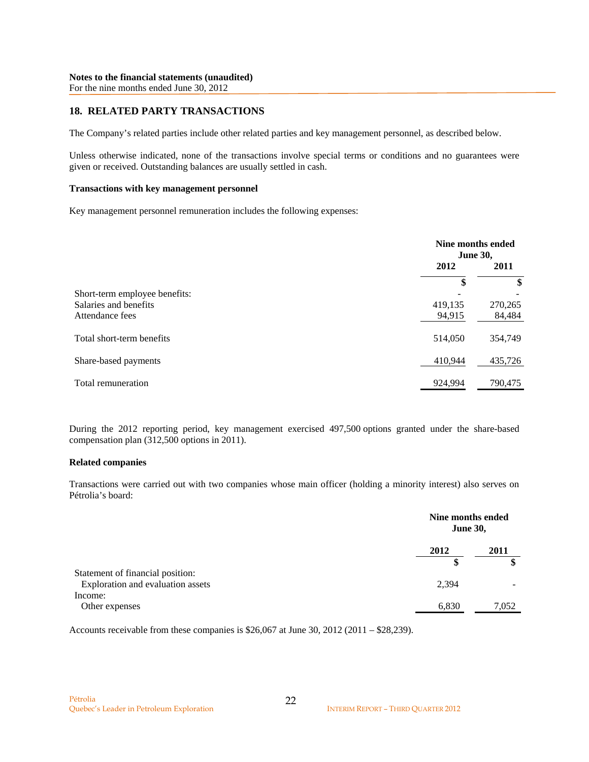**Notes to the financial statements (unaudited)**
For the nine months ended June 30, 2012

## 18. RELATED PARTY TRANSACTIONS

The Company's related parties include other related parties and key management personnel, as described below.

Unless otherwise indicated, none of the transactions involve special terms or conditions and no guarantees were given or received. Outstanding balances are usually settled in cash.

### Transactions with key management personnel

Key management personnel remuneration includes the following expenses:

| | Nine months ended June 30, | |
|---|---|---|
| | 2012 | 2011 |
| | $ | $ |
| Short-term employee benefits: | - | - |
| Salaries and benefits | 419,135 | 270,265 |
| Attendance fees | 94,915 | 84,484 |
| Total short-term benefits | 514,050 | 354,749 |
| Share-based payments | 410,944 | 435,726 |
| Total remuneration | 924,994 | 790,475 |

During the 2012 reporting period, key management exercised 497,500 options granted under the share-based compensation plan (312,500 options in 2011).

### Related companies

Transactions were carried out with two companies whose main officer (holding a minority interest) also serves on Pétrolia's board:

| | Nine months ended June 30, | |
|---|---|---|
| | 2012 | 2011 |
| | $ | $ |
| Statement of financial position: | | |
| Exploration and evaluation assets | 2,394 | - |
| Income: | | |
| Other expenses | 6,830 | 7,052 |

Accounts receivable from these companies is $26,067 at June 30, 2012 (2011 – $28,239).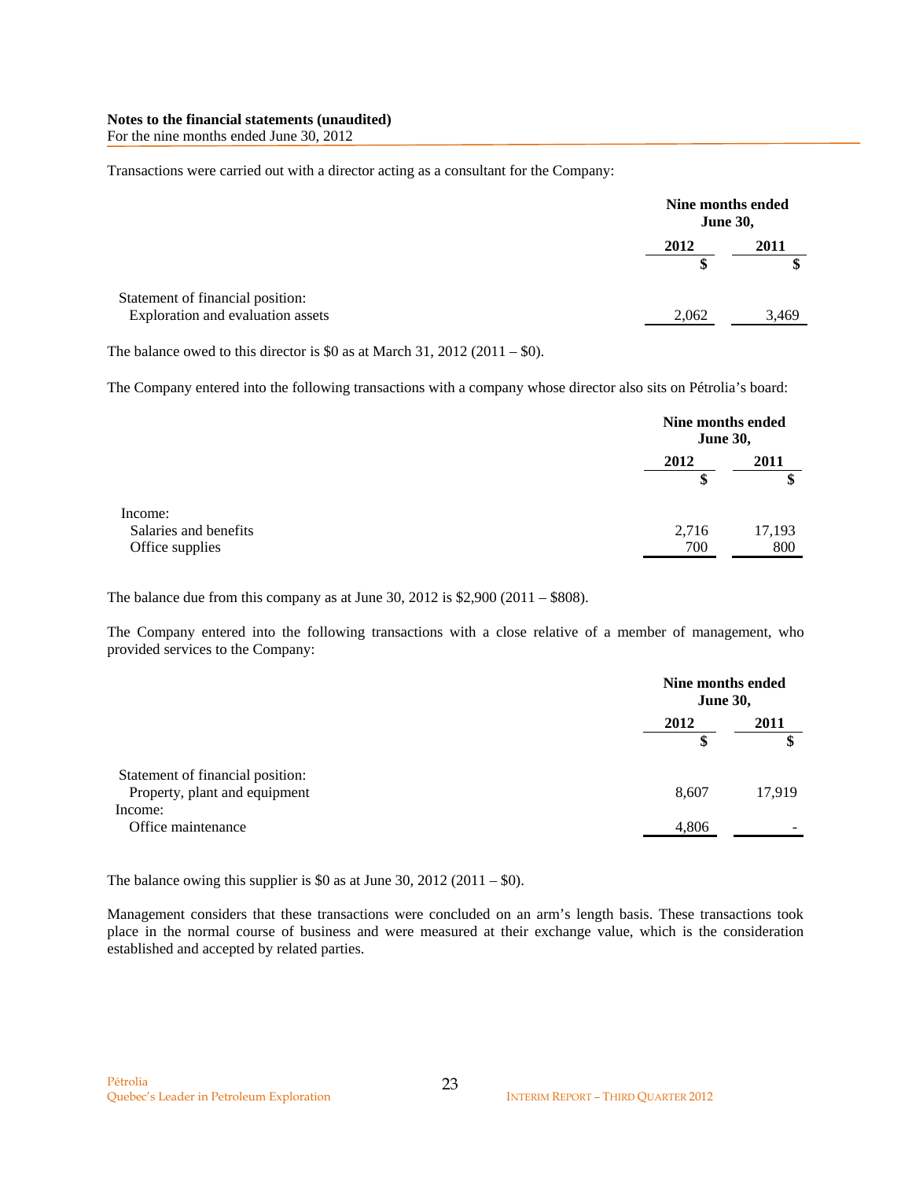**Notes to the financial statements (unaudited)**
For the nine months ended June 30, 2012

Transactions were carried out with a director acting as a consultant for the Company:

| | Nine months ended June 30, | |
|---|---|---|
| | 2012 | 2011 |
| | $ | $ |
| Statement of financial position: | | |
| Exploration and evaluation assets | 2,062 | 3,469 |

The balance owed to this director is $0 as at March 31, 2012 (2011 – $0).

The Company entered into the following transactions with a company whose director also sits on Pétrolia's board:

| | Nine months ended June 30, | |
|---|---|---|
| | 2012 | 2011 |
| | $ | $ |
| Income: | | |
| Salaries and benefits | 2,716 | 17,193 |
| Office supplies | 700 | 800 |

The balance due from this company as at June 30, 2012 is $2,900 (2011 – $808).

The Company entered into the following transactions with a close relative of a member of management, who provided services to the Company:

| | Nine months ended June 30, | |
|---|---|---|
| | 2012 | 2011 |
| | $ | $ |
| Statement of financial position: | | |
| Property, plant and equipment | 8,607 | 17,919 |
| Income: | | |
| Office maintenance | 4,806 | - |

The balance owing this supplier is $0 as at June 30, 2012 (2011 – $0).

Management considers that these transactions were concluded on an arm's length basis. These transactions took place in the normal course of business and were measured at their exchange value, which is the consideration established and accepted by related parties.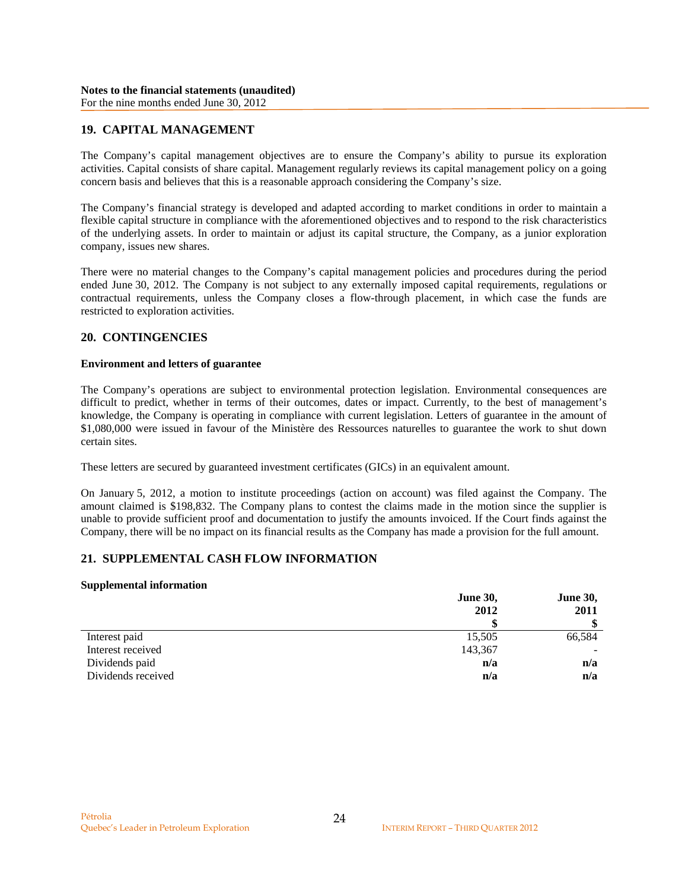## 19. CAPITAL MANAGEMENT

The Company's capital management objectives are to ensure the Company's ability to pursue its exploration activities. Capital consists of share capital. Management regularly reviews its capital management policy on a going concern basis and believes that this is a reasonable approach considering the Company's size.

The Company's financial strategy is developed and adapted according to market conditions in order to maintain a flexible capital structure in compliance with the aforementioned objectives and to respond to the risk characteristics of the underlying assets. In order to maintain or adjust its capital structure, the Company, as a junior exploration company, issues new shares.

There were no material changes to the Company's capital management policies and procedures during the period ended June 30, 2012. The Company is not subject to any externally imposed capital requirements, regulations or contractual requirements, unless the Company closes a flow-through placement, in which case the funds are restricted to exploration activities.

## 20. CONTINGENCIES

### Environment and letters of guarantee

The Company's operations are subject to environmental protection legislation. Environmental consequences are difficult to predict, whether in terms of their outcomes, dates or impact. Currently, to the best of management's knowledge, the Company is operating in compliance with current legislation. Letters of guarantee in the amount of $1,080,000 were issued in favour of the Ministère des Ressources naturelles to guarantee the work to shut down certain sites.

These letters are secured by guaranteed investment certificates (GICs) in an equivalent amount.

On January 5, 2012, a motion to institute proceedings (action on account) was filed against the Company. The amount claimed is $198,832. The Company plans to contest the claims made in the motion since the supplier is unable to provide sufficient proof and documentation to justify the amounts invoiced. If the Court finds against the Company, there will be no impact on its financial results as the Company has made a provision for the full amount.

## 21. SUPPLEMENTAL CASH FLOW INFORMATION

### Supplemental information

| | June 30, 2012 | June 30, 2011 |
|---|---|---|
| | $ | $ |
| Interest paid | 15,505 | 66,584 |
| Interest received | 143,367 | - |
| Dividends paid | **n/a** | **n/a** |
| Dividends received | **n/a** | **n/a** |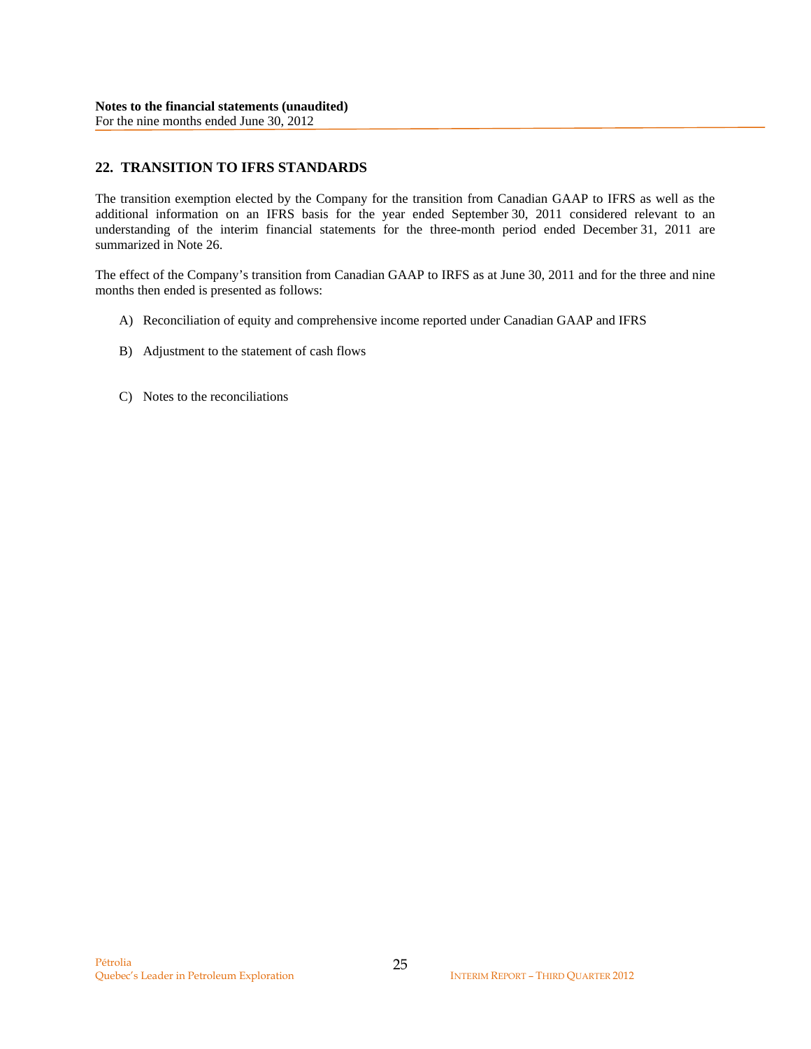**Notes to the financial statements (unaudited)**
For the nine months ended June 30, 2012

## 22. TRANSITION TO IFRS STANDARDS

The transition exemption elected by the Company for the transition from Canadian GAAP to IFRS as well as the additional information on an IFRS basis for the year ended September 30, 2011 considered relevant to an understanding of the interim financial statements for the three-month period ended December 31, 2011 are summarized in Note 26.

The effect of the Company's transition from Canadian GAAP to IRFS as at June 30, 2011 and for the three and nine months then ended is presented as follows:

A) Reconciliation of equity and comprehensive income reported under Canadian GAAP and IFRS

B) Adjustment to the statement of cash flows

C) Notes to the reconciliations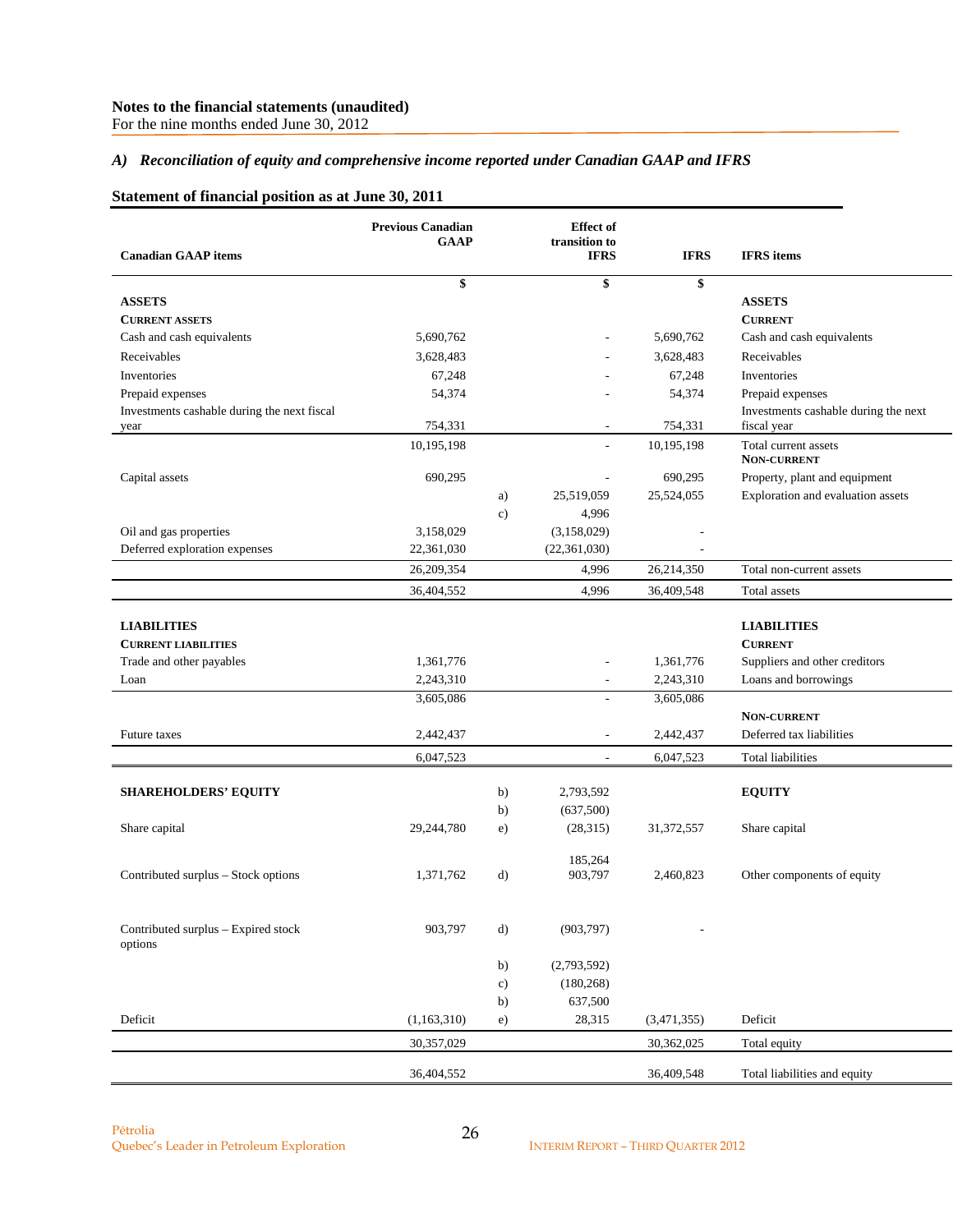Notes to the financial statements (unaudited)
For the nine months ended June 30, 2012

### *A) Reconciliation of equity and comprehensive income reported under Canadian GAAP and IFRS*

**Statement of financial position as at June 30, 2011**

| Canadian GAAP items | Previous Canadian GAAP | | Effect of transition to IFRS | IFRS | IFRS items |
|---|---|---|---|---|---|
| | $ | | $ | $ | |
| **ASSETS** | | | | | **ASSETS** |
| **CURRENT ASSETS** | | | | | **CURRENT** |
| Cash and cash equivalents | 5,690,762 | | - | 5,690,762 | Cash and cash equivalents |
| Receivables | 3,628,483 | | - | 3,628,483 | Receivables |
| Inventories | 67,248 | | - | 67,248 | Inventories |
| Prepaid expenses | 54,374 | | - | 54,374 | Prepaid expenses |
| Investments cashable during the next fiscal year | 754,331 | | - | 754,331 | Investments cashable during the next fiscal year |
| | 10,195,198 | | - | 10,195,198 | Total current assets |
| | | | | | **NON-CURRENT** |
| Capital assets | 690,295 | | - | 690,295 | Property, plant and equipment |
| | | a) | 25,519,059 | 25,524,055 | Exploration and evaluation assets |
| | | c) | 4,996 | | |
| Oil and gas properties | 3,158,029 | | (3,158,029) | - | |
| Deferred exploration expenses | 22,361,030 | | (22,361,030) | - | |
| | 26,209,354 | | 4,996 | 26,214,350 | Total non-current assets |
| | 36,404,552 | | 4,996 | 36,409,548 | Total assets |
| **LIABILITIES** | | | | | **LIABILITIES** |
| **CURRENT LIABILITIES** | | | | | **CURRENT** |
| Trade and other payables | 1,361,776 | | - | 1,361,776 | Suppliers and other creditors |
| Loan | 2,243,310 | | - | 2,243,310 | Loans and borrowings |
| | 3,605,086 | | - | 3,605,086 | |
| | | | | | **NON-CURRENT** |
| Future taxes | 2,442,437 | | - | 2,442,437 | Deferred tax liabilities |
| | 6,047,523 | | - | 6,047,523 | Total liabilities |
| **SHAREHOLDERS' EQUITY** | | b) | 2,793,592 | | **EQUITY** |
| | | b) | (637,500) | | |
| Share capital | 29,244,780 | e) | (28,315) | 31,372,557 | Share capital |
| | | | 185,264 | | |
| Contributed surplus – Stock options | 1,371,762 | d) | 903,797 | 2,460,823 | Other components of equity |
| Contributed surplus – Expired stock options | 903,797 | d) | (903,797) | - | |
| | | b) | (2,793,592) | | |
| | | c) | (180,268) | | |
| | | b) | 637,500 | | |
| Deficit | (1,163,310) | e) | 28,315 | (3,471,355) | Deficit |
| | 30,357,029 | | | 30,362,025 | Total equity |
| | 36,404,552 | | | 36,409,548 | Total liabilities and equity |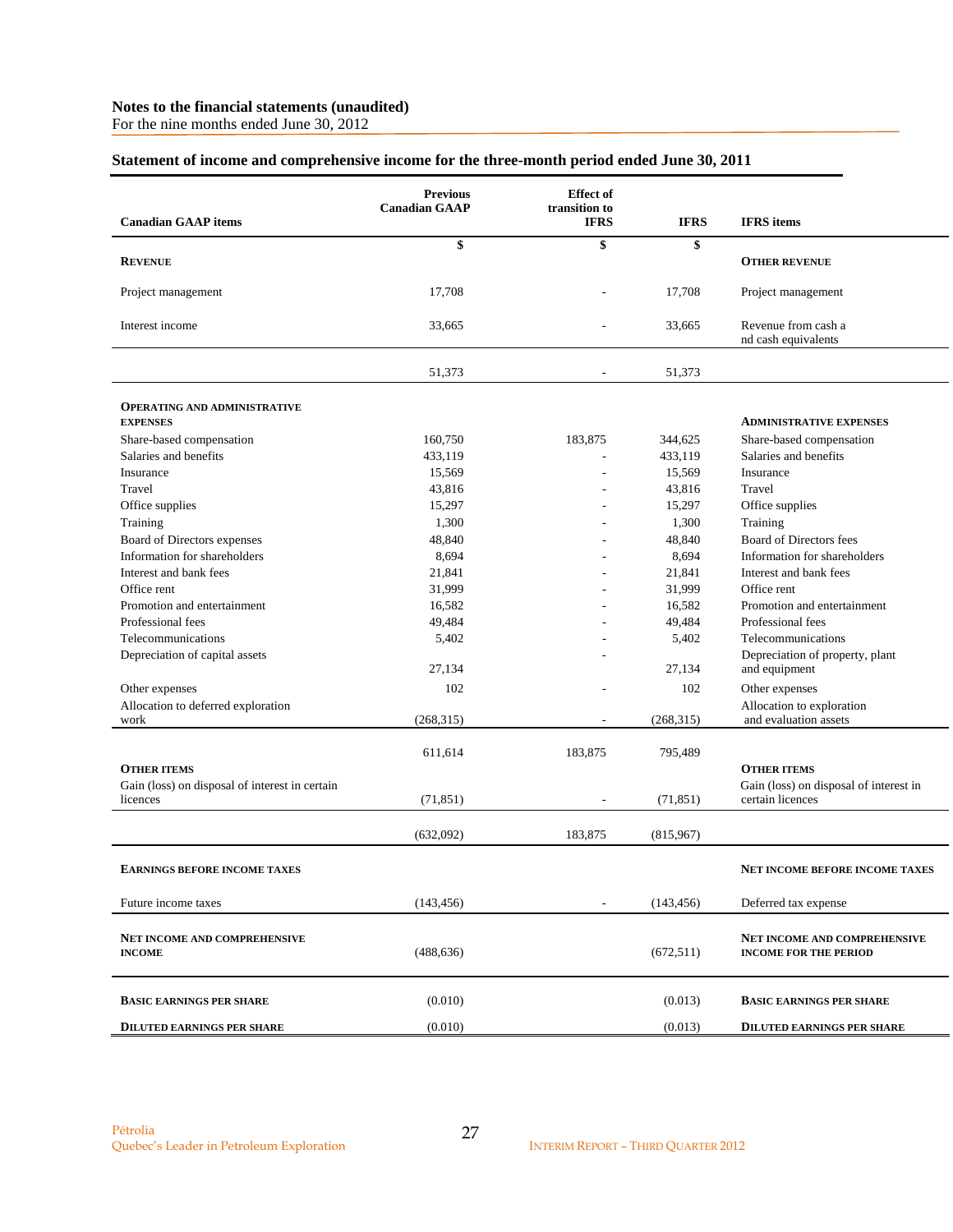**Notes to the financial statements (unaudited)**
For the nine months ended June 30, 2012

## Statement of income and comprehensive income for the three-month period ended June 30, 2011

| Canadian GAAP items | Previous Canadian GAAP | Effect of transition to IFRS | IFRS | IFRS items |
|---|---|---|---|---|
| | $ | $ | $ | |
| **REVENUE** | | | | **OTHER REVENUE** |
| Project management | 17,708 | - | 17,708 | Project management |
| Interest income | 33,665 | - | 33,665 | Revenue from cash and cash equivalents |
| | 51,373 | - | 51,373 | |
| **OPERATING AND ADMINISTRATIVE EXPENSES** | | | | **ADMINISTRATIVE EXPENSES** |
| Share-based compensation | 160,750 | 183,875 | 344,625 | Share-based compensation |
| Salaries and benefits | 433,119 | - | 433,119 | Salaries and benefits |
| Insurance | 15,569 | - | 15,569 | Insurance |
| Travel | 43,816 | - | 43,816 | Travel |
| Office supplies | 15,297 | - | 15,297 | Office supplies |
| Training | 1,300 | - | 1,300 | Training |
| Board of Directors expenses | 48,840 | - | 48,840 | Board of Directors fees |
| Information for shareholders | 8,694 | - | 8,694 | Information for shareholders |
| Interest and bank fees | 21,841 | - | 21,841 | Interest and bank fees |
| Office rent | 31,999 | - | 31,999 | Office rent |
| Promotion and entertainment | 16,582 | - | 16,582 | Promotion and entertainment |
| Professional fees | 49,484 | - | 49,484 | Professional fees |
| Telecommunications | 5,402 | - | 5,402 | Telecommunications |
| Depreciation of capital assets | 27,134 | - | 27,134 | Depreciation of property, plant and equipment |
| Other expenses | 102 | - | 102 | Other expenses |
| Allocation to deferred exploration work | (268,315) | - | (268,315) | Allocation to exploration and evaluation assets |
| | 611,614 | 183,875 | 795,489 | |
| **OTHER ITEMS** | | | | **OTHER ITEMS** |
| Gain (loss) on disposal of interest in certain licences | (71,851) | - | (71,851) | Gain (loss) on disposal of interest in certain licences |
| | (632,092) | 183,875 | (815,967) | |
| **EARNINGS BEFORE INCOME TAXES** | | | | **NET INCOME BEFORE INCOME TAXES** |
| Future income taxes | (143,456) | - | (143,456) | Deferred tax expense |
| **NET INCOME AND COMPREHENSIVE INCOME** | (488,636) | | (672,511) | **NET INCOME AND COMPREHENSIVE INCOME FOR THE PERIOD** |
| **BASIC EARNINGS PER SHARE** | (0.010) | | (0.013) | **BASIC EARNINGS PER SHARE** |
| **DILUTED EARNINGS PER SHARE** | (0.010) | | (0.013) | **DILUTED EARNINGS PER SHARE** |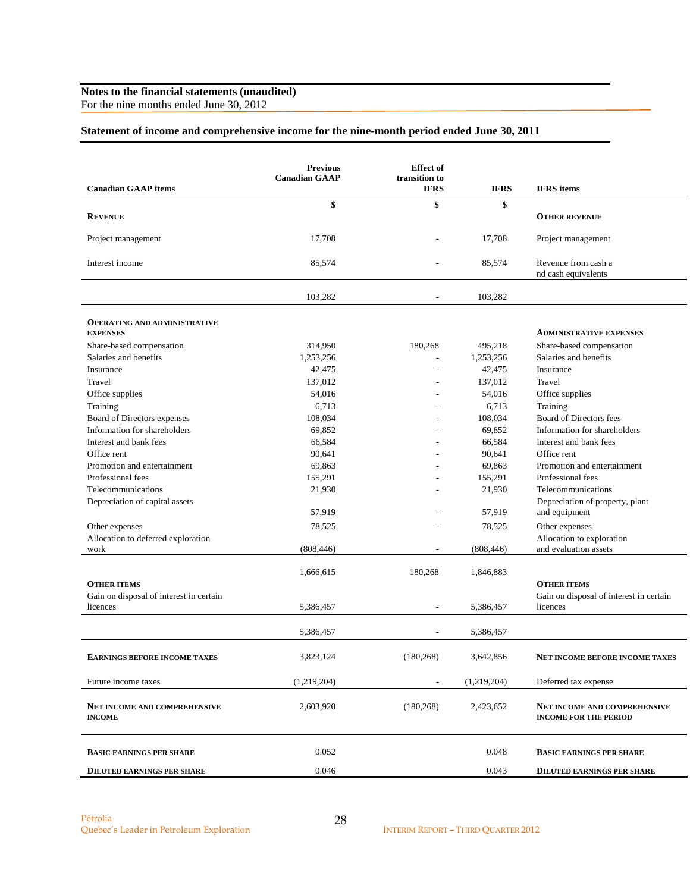**Notes to the financial statements (unaudited)**
For the nine months ended June 30, 2012

## Statement of income and comprehensive income for the nine-month period ended June 30, 2011

| Canadian GAAP items | Previous Canadian GAAP | Effect of transition to IFRS | IFRS | IFRS items |
|---|---|---|---|---|
| | $ | $ | $ | |
| **REVENUE** | | | | **OTHER REVENUE** |
| Project management | 17,708 | - | 17,708 | Project management |
| Interest income | 85,574 | - | 85,574 | Revenue from cash a nd cash equivalents |
| | 103,282 | - | 103,282 | |
| **OPERATING AND ADMINISTRATIVE EXPENSES** | | | | **ADMINISTRATIVE EXPENSES** |
| Share-based compensation | 314,950 | 180,268 | 495,218 | Share-based compensation |
| Salaries and benefits | 1,253,256 | - | 1,253,256 | Salaries and benefits |
| Insurance | 42,475 | - | 42,475 | Insurance |
| Travel | 137,012 | - | 137,012 | Travel |
| Office supplies | 54,016 | - | 54,016 | Office supplies |
| Training | 6,713 | - | 6,713 | Training |
| Board of Directors expenses | 108,034 | - | 108,034 | Board of Directors fees |
| Information for shareholders | 69,852 | - | 69,852 | Information for shareholders |
| Interest and bank fees | 66,584 | - | 66,584 | Interest and bank fees |
| Office rent | 90,641 | - | 90,641 | Office rent |
| Promotion and entertainment | 69,863 | - | 69,863 | Promotion and entertainment |
| Professional fees | 155,291 | - | 155,291 | Professional fees |
| Telecommunications | 21,930 | - | 21,930 | Telecommunications |
| Depreciation of capital assets | 57,919 | - | 57,919 | Depreciation of property, plant and equipment |
| Other expenses | 78,525 | - | 78,525 | Other expenses |
| Allocation to deferred exploration work | (808,446) | - | (808,446) | Allocation to exploration and evaluation assets |
| | 1,666,615 | 180,268 | 1,846,883 | |
| **OTHER ITEMS** | | | | **OTHER ITEMS** |
| Gain on disposal of interest in certain licences | 5,386,457 | - | 5,386,457 | Gain on disposal of interest in certain licences |
| | 5,386,457 | - | 5,386,457 | |
| **EARNINGS BEFORE INCOME TAXES** | 3,823,124 | (180,268) | 3,642,856 | **NET INCOME BEFORE INCOME TAXES** |
| Future income taxes | (1,219,204) | - | (1,219,204) | Deferred tax expense |
| **NET INCOME AND COMPREHENSIVE INCOME** | 2,603,920 | (180,268) | 2,423,652 | **NET INCOME AND COMPREHENSIVE INCOME FOR THE PERIOD** |
| **BASIC EARNINGS PER SHARE** | 0.052 | | 0.048 | **BASIC EARNINGS PER SHARE** |
| **DILUTED EARNINGS PER SHARE** | 0.046 | | 0.043 | **DILUTED EARNINGS PER SHARE** |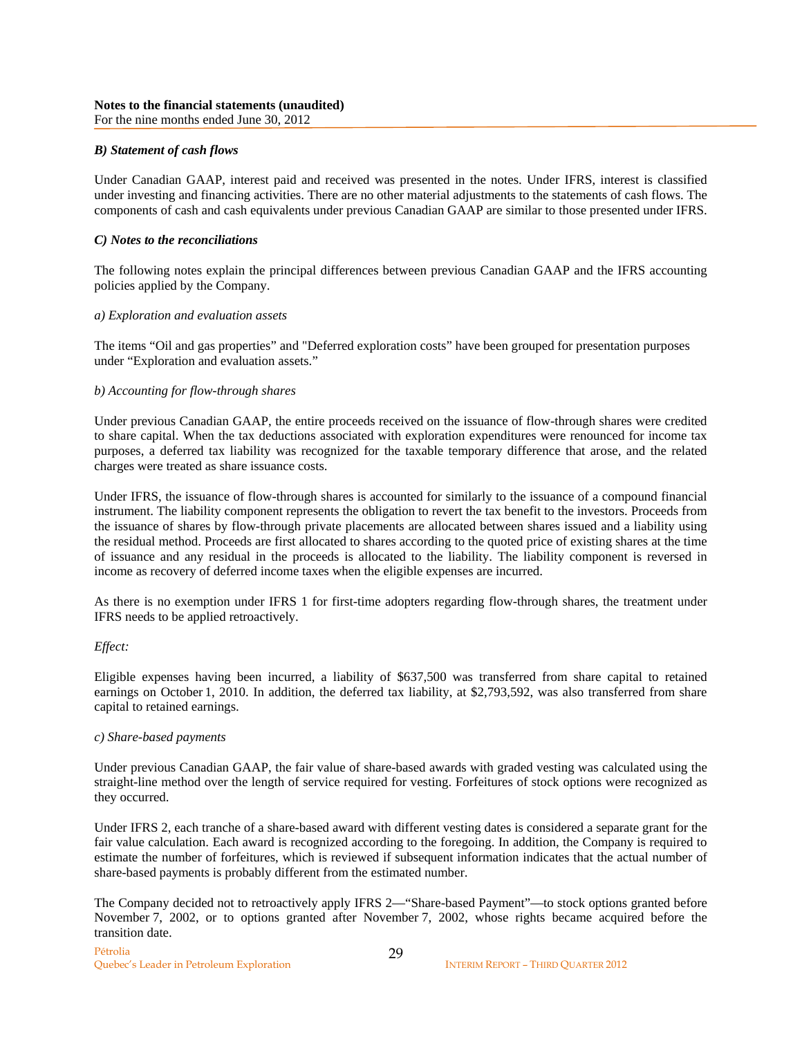**Notes to the financial statements (unaudited)**
For the nine months ended June 30, 2012

***B) Statement of cash flows***

Under Canadian GAAP, interest paid and received was presented in the notes. Under IFRS, interest is classified under investing and financing activities. There are no other material adjustments to the statements of cash flows. The components of cash and cash equivalents under previous Canadian GAAP are similar to those presented under IFRS.

***C) Notes to the reconciliations***

The following notes explain the principal differences between previous Canadian GAAP and the IFRS accounting policies applied by the Company.

*a) Exploration and evaluation assets*

The items "Oil and gas properties" and "Deferred exploration costs" have been grouped for presentation purposes under "Exploration and evaluation assets."

*b) Accounting for flow-through shares*

Under previous Canadian GAAP, the entire proceeds received on the issuance of flow-through shares were credited to share capital. When the tax deductions associated with exploration expenditures were renounced for income tax purposes, a deferred tax liability was recognized for the taxable temporary difference that arose, and the related charges were treated as share issuance costs.

Under IFRS, the issuance of flow-through shares is accounted for similarly to the issuance of a compound financial instrument. The liability component represents the obligation to revert the tax benefit to the investors. Proceeds from the issuance of shares by flow-through private placements are allocated between shares issued and a liability using the residual method. Proceeds are first allocated to shares according to the quoted price of existing shares at the time of issuance and any residual in the proceeds is allocated to the liability. The liability component is reversed in income as recovery of deferred income taxes when the eligible expenses are incurred.

As there is no exemption under IFRS 1 for first-time adopters regarding flow-through shares, the treatment under IFRS needs to be applied retroactively.

*Effect:*

Eligible expenses having been incurred, a liability of $637,500 was transferred from share capital to retained earnings on October 1, 2010. In addition, the deferred tax liability, at $2,793,592, was also transferred from share capital to retained earnings.

*c) Share-based payments*

Under previous Canadian GAAP, the fair value of share-based awards with graded vesting was calculated using the straight-line method over the length of service required for vesting. Forfeitures of stock options were recognized as they occurred.

Under IFRS 2, each tranche of a share-based award with different vesting dates is considered a separate grant for the fair value calculation. Each award is recognized according to the foregoing. In addition, the Company is required to estimate the number of forfeitures, which is reviewed if subsequent information indicates that the actual number of share-based payments is probably different from the estimated number.

The Company decided not to retroactively apply IFRS 2—"Share-based Payment"—to stock options granted before November 7, 2002, or to options granted after November 7, 2002, whose rights became acquired before the transition date.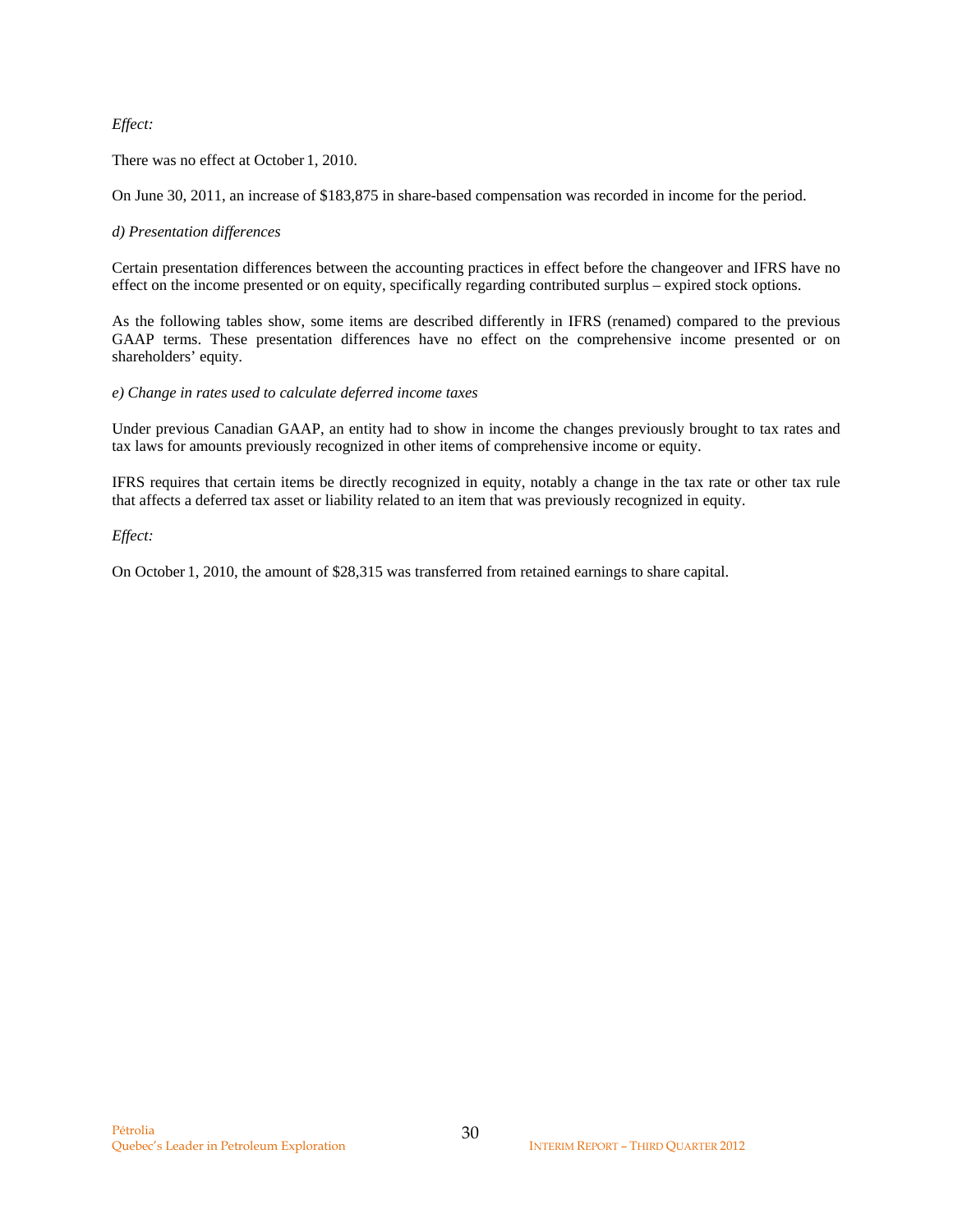*Effect:*

There was no effect at October 1, 2010.

On June 30, 2011, an increase of $183,875 in share-based compensation was recorded in income for the period.

*d) Presentation differences*

Certain presentation differences between the accounting practices in effect before the changeover and IFRS have no effect on the income presented or on equity, specifically regarding contributed surplus – expired stock options.

As the following tables show, some items are described differently in IFRS (renamed) compared to the previous GAAP terms. These presentation differences have no effect on the comprehensive income presented or on shareholders' equity.

*e) Change in rates used to calculate deferred income taxes*

Under previous Canadian GAAP, an entity had to show in income the changes previously brought to tax rates and tax laws for amounts previously recognized in other items of comprehensive income or equity.

IFRS requires that certain items be directly recognized in equity, notably a change in the tax rate or other tax rule that affects a deferred tax asset or liability related to an item that was previously recognized in equity.

*Effect:*

On October 1, 2010, the amount of $28,315 was transferred from retained earnings to share capital.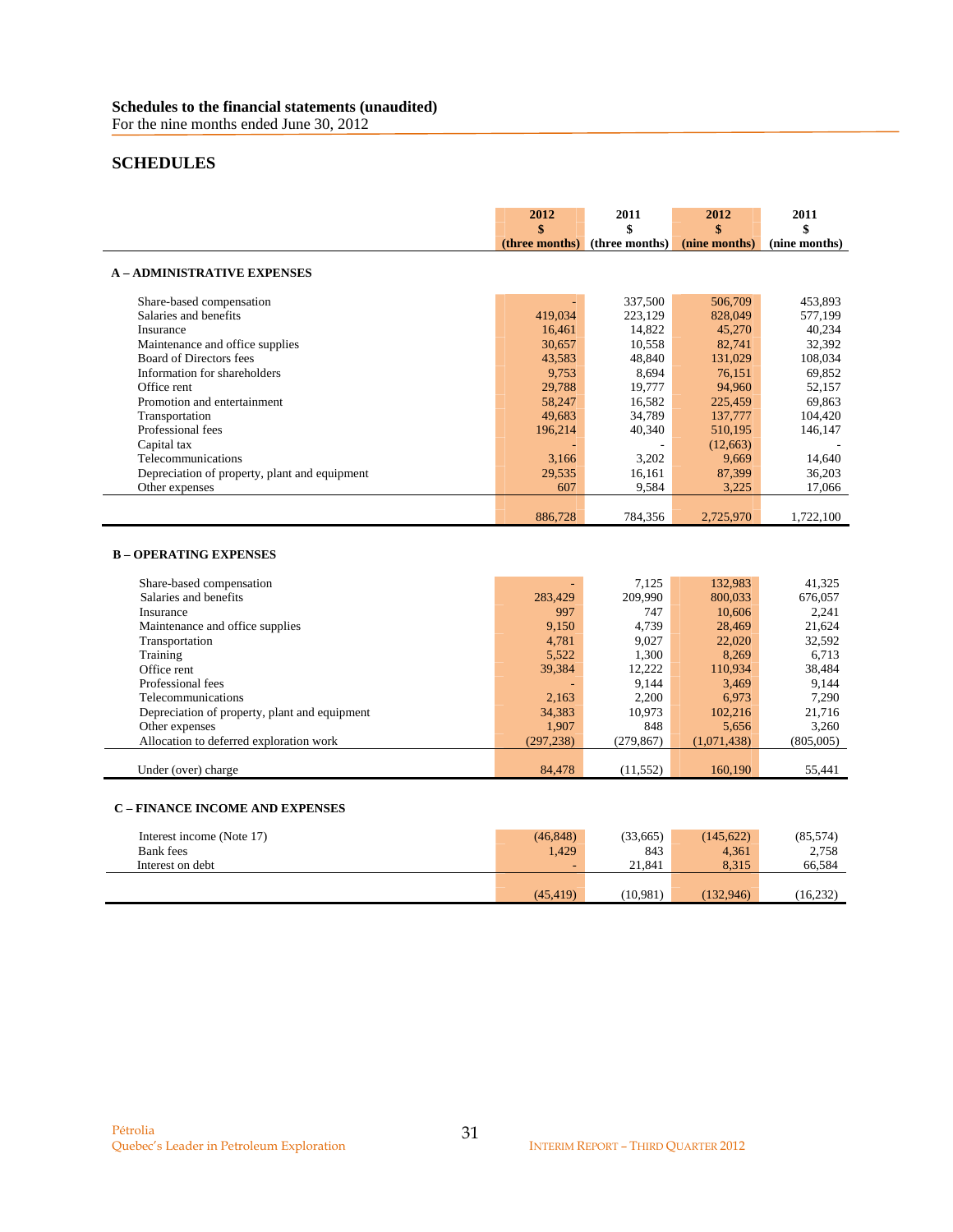**Schedules to the financial statements (unaudited)**
For the nine months ended June 30, 2012

## SCHEDULES

| | 2012 $ (three months) | 2011 $ (three months) | 2012 $ (nine months) | 2011 $ (nine months) |
|---|---|---|---|---|
| **A – ADMINISTRATIVE EXPENSES** | | | | |
| Share-based compensation | - | 337,500 | 506,709 | 453,893 |
| Salaries and benefits | 419,034 | 223,129 | 828,049 | 577,199 |
| Insurance | 16,461 | 14,822 | 45,270 | 40,234 |
| Maintenance and office supplies | 30,657 | 10,558 | 82,741 | 32,392 |
| Board of Directors fees | 43,583 | 48,840 | 131,029 | 108,034 |
| Information for shareholders | 9,753 | 8,694 | 76,151 | 69,852 |
| Office rent | 29,788 | 19,777 | 94,960 | 52,157 |
| Promotion and entertainment | 58,247 | 16,582 | 225,459 | 69,863 |
| Transportation | 49,683 | 34,789 | 137,777 | 104,420 |
| Professional fees | 196,214 | 40,340 | 510,195 | 146,147 |
| Capital tax | - | - | (12,663) | - |
| Telecommunications | 3,166 | 3,202 | 9,669 | 14,640 |
| Depreciation of property, plant and equipment | 29,535 | 16,161 | 87,399 | 36,203 |
| Other expenses | 607 | 9,584 | 3,225 | 17,066 |
| | 886,728 | 784,356 | 2,725,970 | 1,722,100 |
| **B – OPERATING EXPENSES** | | | | |
| Share-based compensation | - | 7,125 | 132,983 | 41,325 |
| Salaries and benefits | 283,429 | 209,990 | 800,033 | 676,057 |
| Insurance | 997 | 747 | 10,606 | 2,241 |
| Maintenance and office supplies | 9,150 | 4,739 | 28,469 | 21,624 |
| Transportation | 4,781 | 9,027 | 22,020 | 32,592 |
| Training | 5,522 | 1,300 | 8,269 | 6,713 |
| Office rent | 39,384 | 12,222 | 110,934 | 38,484 |
| Professional fees | - | 9,144 | 3,469 | 9,144 |
| Telecommunications | 2,163 | 2,200 | 6,973 | 7,290 |
| Depreciation of property, plant and equipment | 34,383 | 10,973 | 102,216 | 21,716 |
| Other expenses | 1,907 | 848 | 5,656 | 3,260 |
| Allocation to deferred exploration work | (297,238) | (279,867) | (1,071,438) | (805,005) |
| Under (over) charge | 84,478 | (11,552) | 160,190 | 55,441 |
| **C – FINANCE INCOME AND EXPENSES** | | | | |
| Interest income (Note 17) | (46,848) | (33,665) | (145,622) | (85,574) |
| Bank fees | 1,429 | 843 | 4,361 | 2,758 |
| Interest on debt | - | 21,841 | 8,315 | 66,584 |
| | (45,419) | (10,981) | (132,946) | (16,232) |